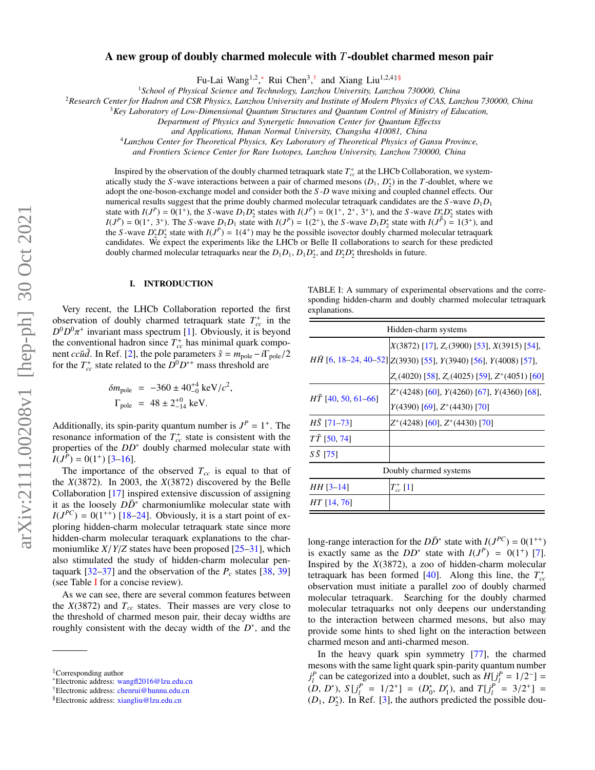# A new group of doubly charmed molecule with $T$-doublet charmed meson pair

Fu-Lai Wang[1,2,*] Rui Chen[3,†] and Xiang Liu[1,2,4‡§]

[1]*School of Physical Science and Technology, Lanzhou University, Lanzhou 730000, China*
[2]*Research Center for Hadron and CSR Physics, Lanzhou University and Institute of Modern Physics of CAS, Lanzhou 730000, China*
[3]*Key Laboratory of Low-Dimensional Quantum Structures and Quantum Control of Ministry of Education, Department of Physics and Synergetic Innovation Center for Quantum Effectss and Applications, Hunan Normal University, Changsha 410081, China*
[4]*Lanzhou Center for Theoretical Physics, Key Laboratory of Theoretical Physics of Gansu Province, and Frontiers Science Center for Rare Isotopes, Lanzhou University, Lanzhou 730000, China*

Inspired by the observation of the doubly charmed tetraquark state $T_{cc}^+$ at the LHCb Collaboration, we systematically study the $S$-wave interactions between a pair of charmed mesons ($D_1$, $D_2^*$) in the $T$-doublet, where we adopt the one-boson-exchange model and consider both the $S$-$D$ wave mixing and coupled channel effects. Our numerical results suggest that the prime doubly charmed molecular tetraquark candidates are the $S$-wave $D_1D_1$ state with $I(J^P) = 0(1^+)$, the $S$-wave $D_1D_2^*$ states with $I(J^P) = 0(1^+,\ 2^+,\ 3^+)$, and the $S$-wave $D_2^*D_2^*$ states with $I(J^P) = 0(1^+,\ 3^+)$. The $S$-wave $D_1D_1$ state with $I(J^P) = 1(2^+)$, the $S$-wave $D_1D_2^*$ state with $I(J^P) = 1(3^+)$, and the $S$-wave $D_2^*D_2^*$ state with $I(J^P) = 1(4^+)$ may be the possible isovector doubly charmed molecular tetraquark candidates. We expect the experiments like the LHCb or Belle II collaborations to search for these predicted doubly charmed molecular tetraquarks near the $D_1D_1$, $D_1D_2^*$, and $D_2^*D_2^*$ thresholds in future.

## I. INTRODUCTION

Very recent, the LHCb Collaboration reported the first observation of doubly charmed tetraquark state $T_{cc}^+$ in the $D^0D^0\pi^+$ invariant mass spectrum [1]. Obviously, it is beyond the conventional hadron since $T_{cc}^+$ has minimal quark component $cc\bar{u}\bar{d}$. In Ref. [2], the pole parameters $\hat{s} = m_{\rm pole} - i\Gamma_{\rm pole}/2$ for the $T_{cc}^+$ state related to the $D^0D^{*+}$ mass threshold are

$$\delta m_{\rm pole} = -360 \pm 40^{+4}_{-0}\ {\rm keV}/c^2,$$
$$\Gamma_{\rm pole} = 48 \pm 2^{+0}_{-14}\ {\rm keV}.$$

Additionally, its spin-parity quantum number is $J^P = 1^+$. The resonance information of the $T_{cc}^+$ state is consistent with the properties of the $DD^*$ doubly charmed molecular state with $I(J^P) = 0(1^+)$ [3–16].

The importance of the observed $T_{cc}$ is equal to that of the $X(3872)$. In 2003, the $X(3872)$ discovered by the Belle Collaboration [17] inspired extensive discussion of assigning it as the loosely $D\bar{D}^*$ charmoniumlike molecular state with $I(J^{PC}) = 0(1^{++})$ [18–24]. Obviously, it is a start point of exploring hidden-charm molecular tetraquark state since more hidden-charm molecular teraquark explanations to the charmoniumlike $X/Y/Z$ states have been proposed [25–31], which also stimulated the study of hidden-charm molecular pentaquark [32–37] and the observation of the $P_c$ states [38, 39] (see Table I for a concise review).

As we can see, there are several common features between the $X(3872)$ and $T_{cc}$ states. Their masses are very close to the threshold of charmed meson pair, their decay widths are roughly consistent with the decay width of the $D^*$, and the long-range interaction for the $D\bar{D}^*$ state with $I(J^{PC}) = 0(1^{++})$ is exactly same as the $DD^*$ state with $I(J^P) = 0(1^+)$ [7]. Inspired by the $X(3872)$, a zoo of hidden-charm molecular tetraquark has been formed [40]. Along this line, the $T_{cc}^+$ observation must initiate a parallel zoo of doubly charmed molecular tetraquark. Searching for the doubly charmed molecular tetraquarks not only deepens our understanding to the interaction between charmed mesons, but also may provide some hints to shed light on the interaction between charmed meson and anti-charmed meson.

In the heavy quark spin symmetry [77], the charmed mesons with the same light quark spin-parity quantum number $j_l^P$ can be categorized into a doublet, such as $H[j_l^P = 1/2^-] = (D,\ D^*)$, $S[j_l^P = 1/2^+] = (D_0^*,\ D_1')$, and $T[j_l^P = 3/2^+] = (D_1,\ D_2^*)$. In Ref. [3], the authors predicted the possible dou-

TABLE I: A summary of experimental observations and the corresponding hidden-charm and doubly charmed molecular tetraquark explanations.

| Hidden-charm systems | |
|---|---|
| $H\bar{H}$ [6, 18–24, 40–52] | $X(3872)$ [17], $Z_c(3900)$ [53], $X(3915)$ [54], $Z(3930)$ [55], $Y(3940)$ [56], $Y(4008)$ [57], $Z_c(4020)$ [58], $Z_c(4025)$ [59], $Z^+(4051)$ [60] |
| $H\bar{T}$ [40, 50, 61–66] | $Z^+(4248)$ [60], $Y(4260)$ [67], $Y(4360)$ [68], $Y(4390)$ [69], $Z^+(4430)$ [70] |
| $H\bar{S}$ [71–73] | $Z^+(4248)$ [60], $Z^+(4430)$ [70] |
| $T\bar{T}$ [50, 74] | |
| $S\bar{S}$ [75] | |
| **Doubly charmed systems** | |
| $HH$ [3–14] | $T_{cc}^+$ [1] |
| $HT$ [14, 76] | |

‡Corresponding author
*Electronic address: wangfl2016@lzu.edu.cn
†Electronic address: chenrui@hunnu.edu.cn
§Electronic address: xiangliu@lzu.edu.cn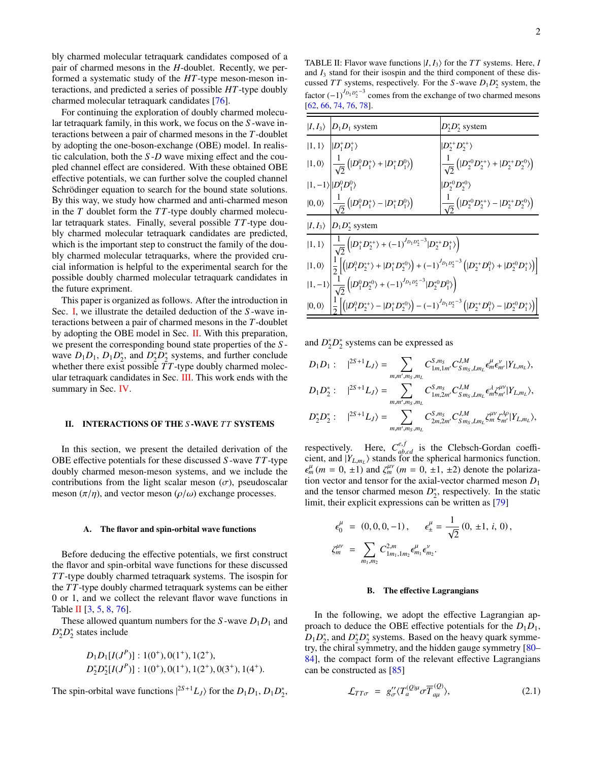bly charmed molecular tetraquark candidates composed of a pair of charmed mesons in the $H$-doublet. Recently, we performed a systematic study of the $HT$-type meson-meson interactions, and predicted a series of possible $HT$-type doubly charmed molecular tetraquark candidates [76].

For continuing the exploration of doubly charmed molecular tetraquark family, in this work, we focus on the $S$-wave interactions between a pair of charmed mesons in the $T$-doublet by adopting the one-boson-exchange (OBE) model. In realistic calculation, both the $S$-$D$ wave mixing effect and the coupled channel effect are considered. With these obtained OBE effective potentials, we can further solve the coupled channel Schrödinger equation to search for the bound state solutions. By this way, we study how charmed and anti-charmed meson in the $T$ doublet form the $TT$-type doubly charmed molecular tetraquark states. Finally, several possible $TT$-type doubly charmed molecular tetraquark candidates are predicted, which is the important step to construct the family of the doubly charmed molecular tetraquarks, where the provided crucial information is helpful to the experimental search for the possible doubly charmed molecular tetraquark candidates in the future expriment.

This paper is organized as follows. After the introduction in Sec. I, we illustrate the detailed deduction of the $S$-wave interactions between a pair of charmed mesons in the $T$-doublet by adopting the OBE model in Sec. II. With this preparation, we present the corresponding bound state properties of the $S$-wave $D_1D_1$, $D_1D_2^*$, and $D_2^*D_2^*$ systems, and further conclude whether there exist possible $TT$-type doubly charmed molecular tetraquark candidates in Sec. III. This work ends with the summary in Sec. IV.

## II. INTERACTIONS OF THE $S$-WAVE $TT$ SYSTEMS

In this section, we present the detailed derivation of the OBE effective potentials for these discussed $S$-wave $TT$-type doubly charmed meson-meson systems, and we include the contributions from the light scalar meson ($\sigma$), pseudoscalar meson ($\pi/\eta$), and vector meson ($\rho/\omega$) exchange processes.

### A. The flavor and spin-orbital wave functions

Before deducing the effective potentials, we first construct the flavor and spin-orbital wave functions for these discussed $TT$-type doubly charmed tetraquark systems. The isospin for the $TT$-type doubly charmed tetraquark systems can be either 0 or 1, and we collect the relevant flavor wave functions in Table II [3, 5, 8, 76].

These allowed quantum numbers for the $S$-wave $D_1D_1$ and $D_2^*D_2^*$ states include

$$D_1D_1[I(J^P)]:1(0^+),0(1^+),1(2^+),$$
$$D_2^*D_2^*[I(J^P)]:1(0^+),0(1^+),1(2^+),0(3^+),1(4^+).$$

The spin-orbital wave functions $|^{2S+1}L_J\rangle$ for the $D_1D_1$, $D_1D_2^*$, and $D_2^*D_2^*$ systems can be expressed as

$$D_1D_1:\quad |^{2S+1}L_J\rangle=\sum_{m,m',m_S,m_L}C^{S,m_S}_{1m,1m'}C^{J,M}_{Sm_S,Lm_L}\epsilon^\mu_m\epsilon^\nu_{m'}|Y_{L,m_L}\rangle,$$
$$D_1D_2^*:\quad |^{2S+1}L_J\rangle=\sum_{m,m',m_S,m_L}C^{S,m_S}_{1m,2m'}C^{J,M}_{Sm_S,Lm_L}\epsilon^\lambda_m\zeta^{\mu\nu}_{m'}|Y_{L,m_L}\rangle,$$
$$D_2^*D_2^*:\quad |^{2S+1}L_J\rangle=\sum_{m,m',m_S,m_L}C^{S,m_S}_{2m,2m'}C^{J,M}_{Sm_S,Lm_L}\zeta^{\mu\nu}_m\zeta^{\lambda\rho}_{m'}|Y_{L,m_L}\rangle,$$

respectively. Here, $C^{e,f}_{ab,cd}$ is the Clebsch-Gordan coefficient, and $|Y_{L,m_L}\rangle$ stands for the spherical harmonics function. $\epsilon^\mu_m$ $(m=0,\pm1)$ and $\zeta^{\mu\nu}_m$ $(m=0,\pm1,\pm2)$ denote the polarization vector and tensor for the axial-vector charmed meson $D_1$ and the tensor charmed meson $D_2^*$, respectively. In the static limit, their explicit expressions can be written as [79]

$$\epsilon^\mu_0=(0,0,0,-1),\qquad \epsilon^\mu_\pm=\frac{1}{\sqrt{2}}(0,\pm1,i,0),$$
$$\zeta^{\mu\nu}_m=\sum_{m_1,m_2}C^{2,m}_{1m_1,1m_2}\epsilon^\mu_{m_1}\epsilon^\nu_{m_2}.$$

TABLE II: Flavor wave functions $|I,I_3\rangle$ for the $TT$ systems. Here, $I$ and $I_3$ stand for their isospin and the third component of these discussed $TT$ systems, respectively. For the $S$-wave $D_1D_2^*$ system, the factor $(-1)^{J_{D_1D_2^*}-3}$ comes from the exchange of two charmed mesons [62, 66, 74, 76, 78].

| $\lvert I,I_3\rangle$ | $D_1D_1$ system | $D_2^*D_2^*$ system |
|---|---|---|
| $\lvert 1,1\rangle$ | $\lvert D_1^+D_1^+\rangle$ | $\lvert D_2^{*+}D_2^{*+}\rangle$ |
| $\lvert 1,0\rangle$ | $\frac{1}{\sqrt{2}}\left(\lvert D_1^0D_1^+\rangle+\lvert D_1^+D_1^0\rangle\right)$ | $\frac{1}{\sqrt{2}}\left(\lvert D_2^{*0}D_2^{*+}\rangle+\lvert D_2^{*+}D_2^{*0}\rangle\right)$ |
| $\lvert 1,-1\rangle$ | $\lvert D_1^0D_1^0\rangle$ | $\lvert D_2^{*0}D_2^{*0}\rangle$ |
| $\lvert 0,0\rangle$ | $\frac{1}{\sqrt{2}}\left(\lvert D_1^0D_1^+\rangle-\lvert D_1^+D_1^0\rangle\right)$ | $\frac{1}{\sqrt{2}}\left(\lvert D_2^{*0}D_2^{*+}\rangle-\lvert D_2^{*+}D_2^{*0}\rangle\right)$ |
| $\lvert I,I_3\rangle$ | $D_1D_2^*$ system | |
| $\lvert 1,1\rangle$ | $\frac{1}{\sqrt{2}}\left(\lvert D_1^+D_2^{*+}\rangle+(-1)^{J_{D_1D_2^*}-3}\lvert D_2^{*+}D_1^+\rangle\right)$ | |
| $\lvert 1,0\rangle$ | $\frac{1}{2}\left[\left(\lvert D_1^0D_2^{*+}\rangle+\lvert D_1^+D_2^{*0}\rangle\right)+(-1)^{J_{D_1D_2^*}-3}\left(\lvert D_2^{*+}D_1^0\rangle+\lvert D_2^{*0}D_1^+\rangle\right)\right]$ | |
| $\lvert 1,-1\rangle$ | $\frac{1}{\sqrt{2}}\left(\lvert D_1^0D_2^{*0}\rangle+(-1)^{J_{D_1D_2^*}-3}\lvert D_2^{*0}D_1^0\rangle\right)$ | |
| $\lvert 0,0\rangle$ | $\frac{1}{2}\left[\left(\lvert D_1^0D_2^{*+}\rangle-\lvert D_1^+D_2^{*0}\rangle\right)-(-1)^{J_{D_1D_2^*}-3}\left(\lvert D_2^{*+}D_1^0\rangle-\lvert D_2^{*0}D_1^+\rangle\right)\right]$ | |

### B. The effective Lagrangians

In the following, we adopt the effective Lagrangian approach to deduce the OBE effective potentials for the $D_1D_1$, $D_1D_2^*$, and $D_2^*D_2^*$ systems. Based on the heavy quark symmetry, the chiral symmetry, and the hidden gauge symmetry [80–84], the compact form of the relevant effective Lagrangians can be constructed as [85]

$$\mathcal{L}_{TT\sigma}=g''_\sigma\langle T^{(Q)\mu}_a\sigma\overline{T}^{(Q)}_{a\mu}\rangle, \tag{2.1}$$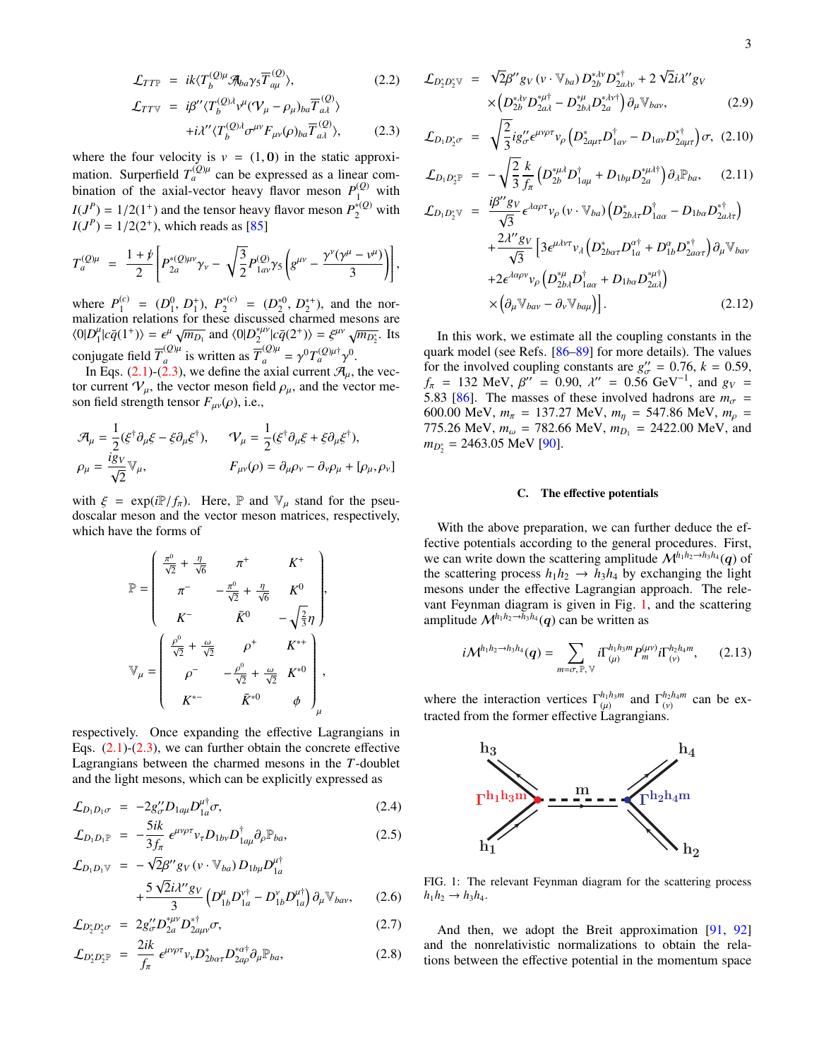$$
\mathcal{L}_{TT\mathbb{P}} = ik\langle T_b^{(Q)\mu}\mathcal{A}_{ba}\gamma_5 \overline{T}_{a\mu}^{(Q)}\rangle, \tag{2.2}
$$

$$
\begin{aligned}
\mathcal{L}_{TT\mathbb{V}} &= i\beta''\langle T_b^{(Q)\lambda}v^\mu(\mathcal{V}_\mu-\rho_\mu)_{ba}\overline{T}_{a\lambda}^{(Q)}\rangle \\
&\quad +i\lambda''\langle T_b^{(Q)\lambda}\sigma^{\mu\nu}F_{\mu\nu}(\rho)_{ba}\overline{T}_{a\lambda}^{(Q)}\rangle,
\end{aligned} \tag{2.3}
$$

where the four velocity is $v = (1, \mathbf{0})$ in the static approximation. Superfield $T_a^{(Q)\mu}$ can be expressed as a linear combination of the axial-vector heavy flavor meson $P_1^{(Q)}$ with $I(J^P) = 1/2(1^+)$ and the tensor heavy flavor meson $P_2^{*(Q)}$ with $I(J^P) = 1/2(2^+)$, which reads as [85]

$$
T_a^{(Q)\mu} = \frac{1+\not{v}}{2}\left[P_{2a}^{*(Q)\mu\nu}\gamma_\nu - \sqrt{\frac{3}{2}}P_{1a\nu}^{(Q)}\gamma_5\left(g^{\mu\nu}-\frac{\gamma^\nu(\gamma^\mu-v^\mu)}{3}\right)\right],
$$

where $P_1^{(c)} = (D_1^0, D_1^+)$, $P_2^{*(c)} = (D_2^{*0}, D_2^{*+})$, and the normalization relations for these discussed charmed mesons are $\langle 0|D_1^\mu|c\bar{q}(1^+)\rangle = \epsilon^\mu\sqrt{m_{D_1}}$ and $\langle 0|D_2^{*\mu\nu}|c\bar{q}(2^+)\rangle = \xi^{\mu\nu}\sqrt{m_{D_2^*}}$. Its conjugate field $\overline{T}_a^{(Q)\mu}$ is written as $\overline{T}_a^{(Q)\mu} = \gamma^0 T_a^{(Q)\mu\dagger}\gamma^0$.

In Eqs. (2.1)-(2.3), we define the axial current $\mathcal{A}_\mu$, the vector current $\mathcal{V}_\mu$, the vector meson field $\rho_\mu$, and the vector meson field strength tensor $F_{\mu\nu}(\rho)$, i.e.,

$$
\begin{aligned}
\mathcal{A}_\mu &= \frac{1}{2}(\xi^\dagger\partial_\mu\xi - \xi\partial_\mu\xi^\dagger), \qquad \mathcal{V}_\mu = \frac{1}{2}(\xi^\dagger\partial_\mu\xi + \xi\partial_\mu\xi^\dagger),\\
\rho_\mu &= \frac{ig_V}{\sqrt{2}}\mathbb{V}_\mu, \qquad\qquad\qquad F_{\mu\nu}(\rho) = \partial_\mu\rho_\nu - \partial_\nu\rho_\mu + [\rho_\mu, \rho_\nu]
\end{aligned}
$$

with $\xi = \exp(i\mathbb{P}/f_\pi)$. Here, $\mathbb{P}$ and $\mathbb{V}_\mu$ stand for the pseudoscalar meson and the vector meson matrices, respectively, which have the forms of

$$
\mathbb{P} = \begin{pmatrix}
\frac{\pi^0}{\sqrt{2}}+\frac{\eta}{\sqrt{6}} & \pi^+ & K^+\\
\pi^- & -\frac{\pi^0}{\sqrt{2}}+\frac{\eta}{\sqrt{6}} & K^0\\
K^- & \bar{K}^0 & -\sqrt{\frac{2}{3}}\eta
\end{pmatrix},
$$

$$
\mathbb{V}_\mu = \begin{pmatrix}
\frac{\rho^0}{\sqrt{2}}+\frac{\omega}{\sqrt{2}} & \rho^+ & K^{*+}\\
\rho^- & -\frac{\rho^0}{\sqrt{2}}+\frac{\omega}{\sqrt{2}} & K^{*0}\\
K^{*-} & \bar{K}^{*0} & \phi
\end{pmatrix}_\mu,
$$

respectively. Once expanding the effective Lagrangians in Eqs. (2.1)-(2.3), we can further obtain the concrete effective Lagrangians between the charmed mesons in the $T$-doublet and the light mesons, which can be explicitly expressed as

$$
\mathcal{L}_{D_1D_1\sigma} = -2g_\sigma''D_{1a\mu}D_{1a}^{\mu\dagger}\sigma, \tag{2.4}
$$

$$
\mathcal{L}_{D_1D_1\mathbb{P}} = -\frac{5ik}{3f_\pi}\epsilon^{\mu\nu\rho\tau}v_\tau D_{1b\nu}D_{1a\mu}^\dagger\partial_\rho\mathbb{P}_{ba}, \tag{2.5}
$$

$$
\begin{aligned}
\mathcal{L}_{D_1D_1\mathbb{V}} &= -\sqrt{2}\beta''g_V(v\cdot\mathbb{V}_{ba})D_{1b\mu}D_{1a}^{\mu\dagger}\\
&\quad +\frac{5\sqrt{2}i\lambda''g_V}{3}\left(D_{1b}^\mu D_{1a}^{\nu\dagger}-D_{1b}^\nu D_{1a}^{\mu\dagger}\right)\partial_\mu\mathbb{V}_{ba\nu},
\end{aligned} \tag{2.6}
$$

$$
\mathcal{L}_{D_2^*D_2^*\sigma} = 2g_\sigma''D_{2a}^{*\mu\nu}D_{2a\mu\nu}^{*\dagger}\sigma, \tag{2.7}
$$

$$
\mathcal{L}_{D_2^*D_2^*\mathbb{P}} = \frac{2ik}{f_\pi}\epsilon^{\mu\nu\rho\tau}v_\nu D_{2b\alpha\tau}^*D_{2a\rho}^{*\alpha\dagger}\partial_\mu\mathbb{P}_{ba}, \tag{2.8}
$$

$$
\begin{aligned}
\mathcal{L}_{D_2^*D_2^*\mathbb{V}} &= \sqrt{2}\beta''g_V(v\cdot\mathbb{V}_{ba})D_{2b}^{*\lambda\nu}D_{2a\lambda\nu}^{*\dagger}+2\sqrt{2}i\lambda''g_V\\
&\quad\times\left(D_{2b}^{*\lambda\nu}D_{2a\lambda}^{*\mu\dagger}-D_{2b\lambda}^{*\mu}D_{2a}^{*\lambda\nu\dagger}\right)\partial_\mu\mathbb{V}_{ba\nu},
\end{aligned} \tag{2.9}
$$

$$
\mathcal{L}_{D_1D_2^*\sigma} = \sqrt{\frac{2}{3}}ig_\sigma''\epsilon^{\mu\nu\rho\tau}v_\rho\left(D_{2a\mu\tau}^*D_{1a\nu}^\dagger - D_{1a\nu}D_{2a\mu\tau}^{*\dagger}\right)\sigma, \tag{2.10}
$$

$$
\mathcal{L}_{D_1D_2^*\mathbb{P}} = -\sqrt{\frac{2}{3}}\frac{k}{f_\pi}\left(D_{2b}^{*\mu\lambda}D_{1a\mu}^\dagger + D_{1b\mu}D_{2a}^{*\mu\lambda\dagger}\right)\partial_\lambda\mathbb{P}_{ba}, \tag{2.11}
$$

$$
\begin{aligned}
\mathcal{L}_{D_1D_2^*\mathbb{V}} &= \frac{i\beta''g_V}{\sqrt{3}}\epsilon^{\lambda\alpha\rho\tau}v_\rho(v\cdot\mathbb{V}_{ba})\left(D_{2b\lambda\tau}^*D_{1a\alpha}^\dagger - D_{1b\alpha}D_{2a\lambda\tau}^{*\dagger}\right)\\
&\quad+\frac{2\lambda''g_V}{\sqrt{3}}\Big[3\epsilon^{\mu\lambda\nu\tau}v_\lambda\left(D_{2b\alpha\tau}^*D_{1a}^{\alpha\dagger}+D_{1b}^\alpha D_{2a\alpha\tau}^{*\dagger}\right)\partial_\mu\mathbb{V}_{ba\nu}\\
&\quad+2\epsilon^{\lambda\alpha\rho\nu}v_\rho\left(D_{2b\lambda}^{*\mu}D_{1a\alpha}^\dagger + D_{1b\alpha}D_{2a\lambda}^{*\mu\dagger}\right)\\
&\quad\times\left(\partial_\mu\mathbb{V}_{ba\nu}-\partial_\nu\mathbb{V}_{ba\mu}\right)\Big].
\end{aligned} \tag{2.12}
$$

In this work, we estimate all the coupling constants in the quark model (see Refs. [86–89] for more details). The values for the involved coupling constants are $g_\sigma'' = 0.76$, $k = 0.59$, $f_\pi = 132$ MeV, $\beta'' = 0.90$, $\lambda'' = 0.56$ GeV$^{-1}$, and $g_V = 5.83$ [86]. The masses of these involved hadrons are $m_\sigma = 600.00$ MeV, $m_\pi = 137.27$ MeV, $m_\eta = 547.86$ MeV, $m_\rho = 775.26$ MeV, $m_\omega = 782.66$ MeV, $m_{D_1} = 2422.00$ MeV, and $m_{D_2^*} = 2463.05$ MeV [90].

### C. The effective potentials

With the above preparation, we can further deduce the effective potentials according to the general procedures. First, we can write down the scattering amplitude $\mathcal{M}^{h_1h_2\to h_3h_4}(\boldsymbol{q})$ of the scattering process $h_1h_2 \to h_3h_4$ by exchanging the light mesons under the effective Lagrangian approach. The relevant Feynman diagram is given in Fig. 1, and the scattering amplitude $\mathcal{M}^{h_1h_2\to h_3h_4}(\boldsymbol{q})$ can be written as

$$
i\mathcal{M}^{h_1h_2\to h_3h_4}(\boldsymbol{q}) = \sum_{m=\sigma,\mathbb{P},\mathbb{V}} i\Gamma_{(\mu)}^{h_1h_3m}P_m^{(\mu\nu)}i\Gamma_{(\nu)}^{h_2h_4m}, \tag{2.13}
$$

where the interaction vertices $\Gamma_{(\mu)}^{h_1h_3m}$ and $\Gamma_{(\nu)}^{h_2h_4m}$ can be extracted from the former effective Lagrangians.

FIG. 1: The relevant Feynman diagram for the scattering process $h_1h_2 \to h_3h_4$.

And then, we adopt the Breit approximation [91, 92] and the nonrelativistic normalizations to obtain the relations between the effective potential in the momentum space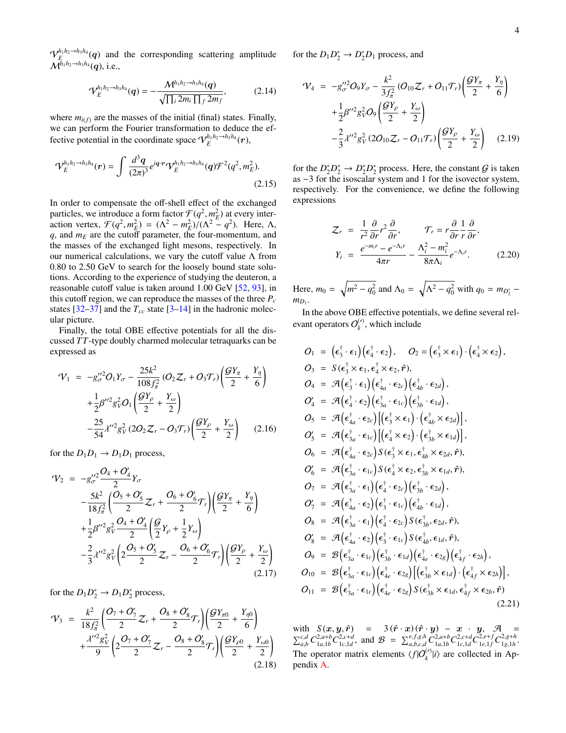$\mathcal{V}_E^{h_1h_2\to h_3h_4}(\boldsymbol{q})$ and the corresponding scattering amplitude $\mathcal{M}^{h_1h_2\to h_3h_4}(\boldsymbol{q})$, i.e.,

$$\mathcal{V}_E^{h_1h_2\to h_3h_4}(\boldsymbol{q}) = -\frac{\mathcal{M}^{h_1h_2\to h_3h_4}(\boldsymbol{q})}{\sqrt{\prod_i 2m_i \prod_f 2m_f}}, \tag{2.14}$$

where $m_{i(f)}$ are the masses of the initial (final) states. Finally, we can perform the Fourier transformation to deduce the effective potential in the coordinate space $\mathcal{V}_E^{h_1h_2\to h_3h_4}(\boldsymbol{r})$,

$$\mathcal{V}_E^{h_1h_2\to h_3h_4}(\boldsymbol{r}) = \int \frac{d^3\boldsymbol{q}}{(2\pi)^3} e^{i\boldsymbol{q}\cdot\boldsymbol{r}} \mathcal{V}_E^{h_1h_2\to h_3h_4}(\boldsymbol{q})\mathcal{F}^2(q^2, m_E^2). \tag{2.15}$$

In order to compensate the off-shell effect of the exchanged particles, we introduce a form factor $\mathcal{F}(q^2, m_E^2)$ at every interaction vertex, $\mathcal{F}(q^2, m_E^2) = (\Lambda^2 - m_E^2)/(\Lambda^2 - q^2)$. Here, $\Lambda$, $q$, and $m_E$ are the cutoff parameter, the four-momentum, and the masses of the exchanged light mesons, respectively. In our numerical calculations, we vary the cutoff value $\Lambda$ from 0.80 to 2.50 GeV to search for the loosely bound state solutions. According to the experience of studying the deuteron, a reasonable cutoff value is taken around 1.00 GeV [52, 93], in this cutoff region, we can reproduce the masses of the three $P_c$ states [32–37] and the $T_{cc}$ state [3–14] in the hadronic molecular picture.

Finally, the total OBE effective potentials for all the discussed $TT$-type doubly charmed molecular tetraquarks can be expressed as

$$\begin{aligned}
\mathcal{V}_1 &= -g_\sigma''^2 \mathcal{O}_1 Y_\sigma - \frac{25k^2}{108f_\pi^2}\left(\mathcal{O}_2\mathcal{Z}_r + \mathcal{O}_3\mathcal{T}_r\right)\left(\frac{\mathcal{G}Y_\pi}{2} + \frac{Y_\eta}{6}\right) \\
&\quad + \frac{1}{2}\beta''^2 g_V^2 \mathcal{O}_1\left(\frac{\mathcal{G}Y_\rho}{2} + \frac{Y_\omega}{2}\right) \\
&\quad - \frac{25}{54}\lambda''^2 g_V^2\left(2\mathcal{O}_2\mathcal{Z}_r - \mathcal{O}_3\mathcal{T}_r\right)\left(\frac{\mathcal{G}Y_\rho}{2} + \frac{Y_\omega}{2}\right)
\end{aligned} \tag{2.16}$$

for the $D_1D_1 \to D_1D_1$ process,

$$\begin{aligned}
\mathcal{V}_2 &= -g_\sigma''^2 \frac{\mathcal{O}_4 + \mathcal{O}_4'}{2} Y_\sigma \\
&\quad - \frac{5k^2}{18f_\pi^2}\left(\frac{\mathcal{O}_5 + \mathcal{O}_5'}{2}\mathcal{Z}_r + \frac{\mathcal{O}_6 + \mathcal{O}_6'}{2}\mathcal{T}_r\right)\left(\frac{\mathcal{G}Y_\pi}{2} + \frac{Y_\eta}{6}\right) \\
&\quad + \frac{1}{2}\beta''^2 g_V^2 \frac{\mathcal{O}_4 + \mathcal{O}_4'}{2}\left(\frac{\mathcal{G}}{2}Y_\rho + \frac{1}{2}Y_\omega\right) \\
&\quad - \frac{2}{3}\lambda''^2 g_V^2\left(2\frac{\mathcal{O}_5 + \mathcal{O}_5'}{2}\mathcal{Z}_r - \frac{\mathcal{O}_6 + \mathcal{O}_6'}{2}\mathcal{T}_r\right)\left(\frac{\mathcal{G}Y_\rho}{2} + \frac{Y_\omega}{2}\right)
\end{aligned} \tag{2.17}$$

for the $D_1D_2^* \to D_1D_2^*$ process,

$$\begin{aligned}
\mathcal{V}_3 &= \frac{k^2}{18f_\pi^2}\left(\frac{\mathcal{O}_7 + \mathcal{O}_7'}{2}\mathcal{Z}_r + \frac{\mathcal{O}_8 + \mathcal{O}_8'}{2}\mathcal{T}_r\right)\left(\frac{\mathcal{G}Y_{\pi0}}{2} + \frac{Y_{\eta0}}{6}\right) \\
&\quad + \frac{\lambda''^2 g_V^2}{9}\left(2\frac{\mathcal{O}_7 + \mathcal{O}_7'}{2}\mathcal{Z}_r - \frac{\mathcal{O}_8 + \mathcal{O}_8'}{2}\mathcal{T}_r\right)\left(\frac{\mathcal{G}Y_{\rho0}}{2} + \frac{Y_{\omega0}}{2}\right)
\end{aligned} \tag{2.18}$$

for the $D_1D_2^* \to D_2^*D_1$ process, and

$$\begin{aligned}
\mathcal{V}_4 &= -g_\sigma''^2 \mathcal{O}_9 Y_\sigma - \frac{k^2}{3f_\pi^2}\left(\mathcal{O}_{10}\mathcal{Z}_r + \mathcal{O}_{11}\mathcal{T}_r\right)\left(\frac{\mathcal{G}Y_\pi}{2} + \frac{Y_\eta}{6}\right) \\
&\quad + \frac{1}{2}\beta''^2 g_V^2 \mathcal{O}_9\left(\frac{\mathcal{G}Y_\rho}{2} + \frac{Y_\omega}{2}\right) \\
&\quad - \frac{2}{3}\lambda''^2 g_V^2\left(2\mathcal{O}_{10}\mathcal{Z}_r - \mathcal{O}_{11}\mathcal{T}_r\right)\left(\frac{\mathcal{G}Y_\rho}{2} + \frac{Y_\omega}{2}\right)
\end{aligned} \tag{2.19}$$

for the $D_2^*D_2^* \to D_2^*D_2^*$ process. Here, the constant $\mathcal{G}$ is taken as $-3$ for the isoscalar system and 1 for the isovector system, respectively. For the convenience, we define the following expressions

$$\begin{aligned}
\mathcal{Z}_r &= \frac{1}{r^2}\frac{\partial}{\partial r}r^2\frac{\partial}{\partial r}, \qquad \mathcal{T}_r = r\frac{\partial}{\partial r}\frac{1}{r}\frac{\partial}{\partial r}, \\
Y_i &= \frac{e^{-m_i r} - e^{-\Lambda_i r}}{4\pi r} - \frac{\Lambda_i^2 - m_i^2}{8\pi\Lambda_i}e^{-\Lambda_i r}.
\end{aligned} \tag{2.20}$$

Here, $m_0 = \sqrt{m^2 - q_0^2}$ and $\Lambda_0 = \sqrt{\Lambda^2 - q_0^2}$ with $q_0 = m_{D_2^*} - m_{D_1}$.

In the above OBE effective potentials, we define several relevant operators $\mathcal{O}_k^{(\prime)}$, which include

$$\begin{aligned}
\mathcal{O}_1 &= \left(\boldsymbol{\epsilon}_3^\dagger\cdot\boldsymbol{\epsilon}_1\right)\left(\boldsymbol{\epsilon}_4^\dagger\cdot\boldsymbol{\epsilon}_2\right), \quad \mathcal{O}_2 = \left(\boldsymbol{\epsilon}_3^\dagger\times\boldsymbol{\epsilon}_1\right)\cdot\left(\boldsymbol{\epsilon}_4^\dagger\times\boldsymbol{\epsilon}_2\right), \\
\mathcal{O}_3 &= S(\boldsymbol{\epsilon}_3^\dagger\times\boldsymbol{\epsilon}_1, \boldsymbol{\epsilon}_4^\dagger\times\boldsymbol{\epsilon}_2, \hat{\boldsymbol{r}}), \\
\mathcal{O}_4 &= \mathcal{A}\left(\boldsymbol{\epsilon}_3^\dagger\cdot\boldsymbol{\epsilon}_1\right)\left(\boldsymbol{\epsilon}_{4a}^\dagger\cdot\boldsymbol{\epsilon}_{2c}\right)\left(\boldsymbol{\epsilon}_{4b}^\dagger\cdot\boldsymbol{\epsilon}_{2d}\right), \\
\mathcal{O}_4' &= \mathcal{A}\left(\boldsymbol{\epsilon}_4^\dagger\cdot\boldsymbol{\epsilon}_2\right)\left(\boldsymbol{\epsilon}_{3a}^\dagger\cdot\boldsymbol{\epsilon}_{1c}\right)\left(\boldsymbol{\epsilon}_{3b}^\dagger\cdot\boldsymbol{\epsilon}_{1d}\right), \\
\mathcal{O}_5 &= \mathcal{A}\left(\boldsymbol{\epsilon}_{4a}^\dagger\cdot\boldsymbol{\epsilon}_{2c}\right)\left[\left(\boldsymbol{\epsilon}_3^\dagger\times\boldsymbol{\epsilon}_1\right)\cdot\left(\boldsymbol{\epsilon}_{4b}^\dagger\times\boldsymbol{\epsilon}_{2d}\right)\right], \\
\mathcal{O}_5' &= \mathcal{A}\left(\boldsymbol{\epsilon}_{3a}^\dagger\cdot\boldsymbol{\epsilon}_{1c}\right)\left[\left(\boldsymbol{\epsilon}_4^\dagger\times\boldsymbol{\epsilon}_2\right)\cdot\left(\boldsymbol{\epsilon}_{3b}^\dagger\times\boldsymbol{\epsilon}_{1d}\right)\right], \\
\mathcal{O}_6 &= \mathcal{A}\left(\boldsymbol{\epsilon}_{4a}^\dagger\cdot\boldsymbol{\epsilon}_{2c}\right)S(\boldsymbol{\epsilon}_3^\dagger\times\boldsymbol{\epsilon}_1, \boldsymbol{\epsilon}_{4b}^\dagger\times\boldsymbol{\epsilon}_{2d}, \hat{\boldsymbol{r}}), \\
\mathcal{O}_6' &= \mathcal{A}\left(\boldsymbol{\epsilon}_{3a}^\dagger\cdot\boldsymbol{\epsilon}_{1c}\right)S(\boldsymbol{\epsilon}_4^\dagger\times\boldsymbol{\epsilon}_2, \boldsymbol{\epsilon}_{3b}^\dagger\times\boldsymbol{\epsilon}_{1d}, \hat{\boldsymbol{r}}), \\
\mathcal{O}_7 &= \mathcal{A}\left(\boldsymbol{\epsilon}_{3a}^\dagger\cdot\boldsymbol{\epsilon}_1\right)\left(\boldsymbol{\epsilon}_4^\dagger\cdot\boldsymbol{\epsilon}_{2c}\right)\left(\boldsymbol{\epsilon}_{3b}^\dagger\cdot\boldsymbol{\epsilon}_{2d}\right), \\
\mathcal{O}_7' &= \mathcal{A}\left(\boldsymbol{\epsilon}_{4a}^\dagger\cdot\boldsymbol{\epsilon}_2\right)\left(\boldsymbol{\epsilon}_3^\dagger\cdot\boldsymbol{\epsilon}_{1c}\right)\left(\boldsymbol{\epsilon}_{4b}^\dagger\cdot\boldsymbol{\epsilon}_{1d}\right), \\
\mathcal{O}_8 &= \mathcal{A}\left(\boldsymbol{\epsilon}_{3a}^\dagger\cdot\boldsymbol{\epsilon}_1\right)\left(\boldsymbol{\epsilon}_4^\dagger\cdot\boldsymbol{\epsilon}_{2c}\right)S(\boldsymbol{\epsilon}_{3b}^\dagger, \boldsymbol{\epsilon}_{2d}, \hat{\boldsymbol{r}}), \\
\mathcal{O}_8' &= \mathcal{A}\left(\boldsymbol{\epsilon}_{4a}^\dagger\cdot\boldsymbol{\epsilon}_2\right)\left(\boldsymbol{\epsilon}_3^\dagger\cdot\boldsymbol{\epsilon}_{1c}\right)S(\boldsymbol{\epsilon}_{4b}^\dagger, \boldsymbol{\epsilon}_{1d}, \hat{\boldsymbol{r}}), \\
\mathcal{O}_9 &= \mathcal{B}\left(\boldsymbol{\epsilon}_{3a}^\dagger\cdot\boldsymbol{\epsilon}_{1c}\right)\left(\boldsymbol{\epsilon}_{3b}^\dagger\cdot\boldsymbol{\epsilon}_{1d}\right)\left(\boldsymbol{\epsilon}_{4e}^\dagger\cdot\boldsymbol{\epsilon}_{2g}\right)\left(\boldsymbol{\epsilon}_{4f}^\dagger\cdot\boldsymbol{\epsilon}_{2h}\right), \\
\mathcal{O}_{10} &= \mathcal{B}\left(\boldsymbol{\epsilon}_{3a}^\dagger\cdot\boldsymbol{\epsilon}_{1c}\right)\left(\boldsymbol{\epsilon}_{4e}^\dagger\cdot\boldsymbol{\epsilon}_{2g}\right)\left[\left(\boldsymbol{\epsilon}_{3b}^\dagger\times\boldsymbol{\epsilon}_{1d}\right)\cdot\left(\boldsymbol{\epsilon}_{4f}^\dagger\times\boldsymbol{\epsilon}_{2h}\right)\right], \\
\mathcal{O}_{11} &= \mathcal{B}\left(\boldsymbol{\epsilon}_{3a}^\dagger\cdot\boldsymbol{\epsilon}_{1c}\right)\left(\boldsymbol{\epsilon}_{4e}^\dagger\cdot\boldsymbol{\epsilon}_{2g}\right)S(\boldsymbol{\epsilon}_{3b}^\dagger\times\boldsymbol{\epsilon}_{1d}, \boldsymbol{\epsilon}_{4f}^\dagger\times\boldsymbol{\epsilon}_{2h}, \hat{\boldsymbol{r}})
\end{aligned} \tag{2.21}$$

with $S(\boldsymbol{x}, \boldsymbol{y}, \hat{\boldsymbol{r}}) = 3(\hat{\boldsymbol{r}}\cdot\boldsymbol{x})(\hat{\boldsymbol{r}}\cdot\boldsymbol{y}) - \boldsymbol{x}\cdot\boldsymbol{y}$, $\mathcal{A} = \sum_{a,b}^{c,d} C_{1a,1b}^{2,a+b} C_{1c,1d}^{2,c+d}$, and $\mathcal{B} = \sum_{a,b,c,d}^{e,f,g,h} C_{1a,1b}^{2,a+b} C_{1c,1d}^{2,c+d} C_{1e,1f}^{2,e+f} C_{1g,1h}^{2,g+h}$. The operator matrix elements $\langle f|\mathcal{O}_k^{(\prime)}|i\rangle$ are collected in Appendix A.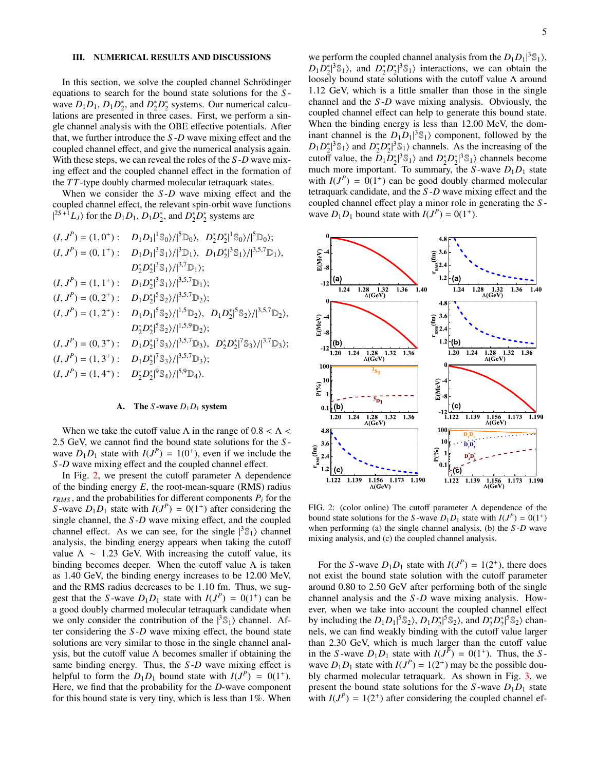## III. NUMERICAL RESULTS AND DISCUSSIONS

In this section, we solve the coupled channel Schrödinger equations to search for the bound state solutions for the $S$-wave $D_1D_1$, $D_1D_2^*$, and $D_2^*D_2^*$ systems. Our numerical calculations are presented in three cases. First, we perform a single channel analysis with the OBE effective potentials. After that, we further introduce the $S$-$D$ wave mixing effect and the coupled channel effect, and give the numerical analysis again. With these steps, we can reveal the roles of the $S$-$D$ wave mixing effect and the coupled channel effect in the formation of the $TT$-type doubly charmed molecular tetraquark states.

When we consider the $S$-$D$ wave mixing effect and the coupled channel effect, the relevant spin-orbit wave functions $|^{2S+1}L_J\rangle$ for the $D_1D_1$, $D_1D_2^*$, and $D_2^*D_2^*$ systems are

$$
\begin{aligned}
(I,J^P)=(1,0^+):&\quad D_1D_1|^1\mathbb{S}_0\rangle/|^5\mathbb{D}_0\rangle,\ \ D_2^*D_2^*|^1\mathbb{S}_0\rangle/|^5\mathbb{D}_0\rangle;\\
(I,J^P)=(0,1^+):&\quad D_1D_1|^3\mathbb{S}_1\rangle/|^3\mathbb{D}_1\rangle,\ \ D_1D_2^*|^3\mathbb{S}_1\rangle/|^{3,5,7}\mathbb{D}_1\rangle,\\
&\quad D_2^*D_2^*|^3\mathbb{S}_1\rangle/|^{3,7}\mathbb{D}_1\rangle;\\
(I,J^P)=(1,1^+):&\quad D_1D_2^*|^3\mathbb{S}_1\rangle/|^{3,5,7}\mathbb{D}_1\rangle;\\
(I,J^P)=(0,2^+):&\quad D_1D_2^*|^5\mathbb{S}_2\rangle/|^{3,5,7}\mathbb{D}_2\rangle;\\
(I,J^P)=(1,2^+):&\quad D_1D_1|^5\mathbb{S}_2\rangle/|^{1,5}\mathbb{D}_2\rangle,\ \ D_1D_2^*|^5\mathbb{S}_2\rangle/|^{3,5,7}\mathbb{D}_2\rangle,\\
&\quad D_2^*D_2^*|^5\mathbb{S}_2\rangle/|^{1,5,9}\mathbb{D}_2\rangle;\\
(I,J^P)=(0,3^+):&\quad D_1D_2^*|^7\mathbb{S}_3\rangle/|^{3,5,7}\mathbb{D}_3\rangle,\ \ D_2^*D_2^*|^7\mathbb{S}_3\rangle/|^{3,7}\mathbb{D}_3\rangle;\\
(I,J^P)=(1,3^+):&\quad D_1D_2^*|^7\mathbb{S}_3\rangle/|^{3,5,7}\mathbb{D}_3\rangle;\\
(I,J^P)=(1,4^+):&\quad D_2^*D_2^*|^9\mathbb{S}_4\rangle/|^{5,9}\mathbb{D}_4\rangle.
\end{aligned}
$$

### A. The $S$-wave $D_1D_1$ system

When we take the cutoff value $\Lambda$ in the range of $0.8 < \Lambda < 2.5$ GeV, we cannot find the bound state solutions for the $S$-wave $D_1D_1$ state with $I(J^P) = 1(0^+)$, even if we include the $S$-$D$ wave mixing effect and the coupled channel effect.

In Fig. 2, we present the cutoff parameter $\Lambda$ dependence of the binding energy $E$, the root-mean-square (RMS) radius $r_{RMS}$, and the probabilities for different components $P_i$ for the $S$-wave $D_1D_1$ state with $I(J^P) = 0(1^+)$ after considering the single channel, the $S$-$D$ wave mixing effect, and the coupled channel effect. As we can see, for the single $|^3\mathbb{S}_1\rangle$ channel analysis, the binding energy appears when taking the cutoff value $\Lambda \sim 1.23$ GeV. With increasing the cutoff value, its binding becomes deeper. When the cutoff value $\Lambda$ is taken as 1.40 GeV, the binding energy increases to be 12.00 MeV, and the RMS radius decreases to be 1.10 fm. Thus, we suggest that the $S$-wave $D_1D_1$ state with $I(J^P) = 0(1^+)$ can be a good doubly charmed molecular tetraquark candidate when we only consider the contribution of the $|^3\mathbb{S}_1\rangle$ channel. After considering the $S$-$D$ wave mixing effect, the bound state solutions are very similar to those in the single channel analysis, but the cutoff value $\Lambda$ becomes smaller if obtaining the same binding energy. Thus, the $S$-$D$ wave mixing effect is helpful to form the $D_1D_1$ bound state with $I(J^P) = 0(1^+)$. Here, we find that the probability for the $D$-wave component for this bound state is very tiny, which is less than 1%. When we perform the coupled channel analysis from the $D_1D_1|^3\mathbb{S}_1\rangle$, $D_1D_2^*|^3\mathbb{S}_1\rangle$, and $D_2^*D_2^*|^3\mathbb{S}_1\rangle$ interactions, we can obtain the loosely bound state solutions with the cutoff value $\Lambda$ around 1.12 GeV, which is a little smaller than those in the single channel and the $S$-$D$ wave mixing analysis. Obviously, the coupled channel effect can help to generate this bound state. When the binding energy is less than 12.00 MeV, the dominant channel is the $D_1D_1|^3\mathbb{S}_1\rangle$ component, followed by the $D_1D_2^*|^3\mathbb{S}_1\rangle$ and $D_2^*D_2^*|^3\mathbb{S}_1\rangle$ channels. As the increasing of the cutoff value, the $D_1D_2^*|^3\mathbb{S}_1\rangle$ and $D_2^*D_2^*|^3\mathbb{S}_1\rangle$ channels become much more important. To summary, the $S$-wave $D_1D_1$ state with $I(J^P) = 0(1^+)$ can be good doubly charmed molecular tetraquark candidate, and the $S$-$D$ wave mixing effect and the coupled channel effect play a minor role in generating the $S$-wave $D_1D_1$ bound state with $I(J^P) = 0(1^+)$.

FIG. 2: (color online) The cutoff parameter $\Lambda$ dependence of the bound state solutions for the $S$-wave $D_1D_1$ state with $I(J^P) = 0(1^+)$ when performing (a) the single channel analysis, (b) the $S$-$D$ wave mixing analysis, and (c) the coupled channel analysis.

For the $S$-wave $D_1D_1$ state with $I(J^P) = 1(2^+)$, there does not exist the bound state solution with the cutoff parameter around 0.80 to 2.50 GeV after performing both of the single channel analysis and the $S$-$D$ wave mixing analysis. However, when we take into account the coupled channel effect by including the $D_1D_1|^5\mathbb{S}_2\rangle$, $D_1D_2^*|^5\mathbb{S}_2\rangle$, and $D_2^*D_2^*|^5\mathbb{S}_2\rangle$ channels, we can find weakly binding with the cutoff value larger than 2.30 GeV, which is much larger than the cutoff value in the $S$-wave $D_1D_1$ state with $I(J^P) = 0(1^+)$. Thus, the $S$-wave $D_1D_1$ state with $I(J^P) = 1(2^+)$ may be the possible doubly charmed molecular tetraquark. As shown in Fig. 3, we present the bound state solutions for the $S$-wave $D_1D_1$ state with $I(J^P) = 1(2^+)$ after considering the coupled channel ef-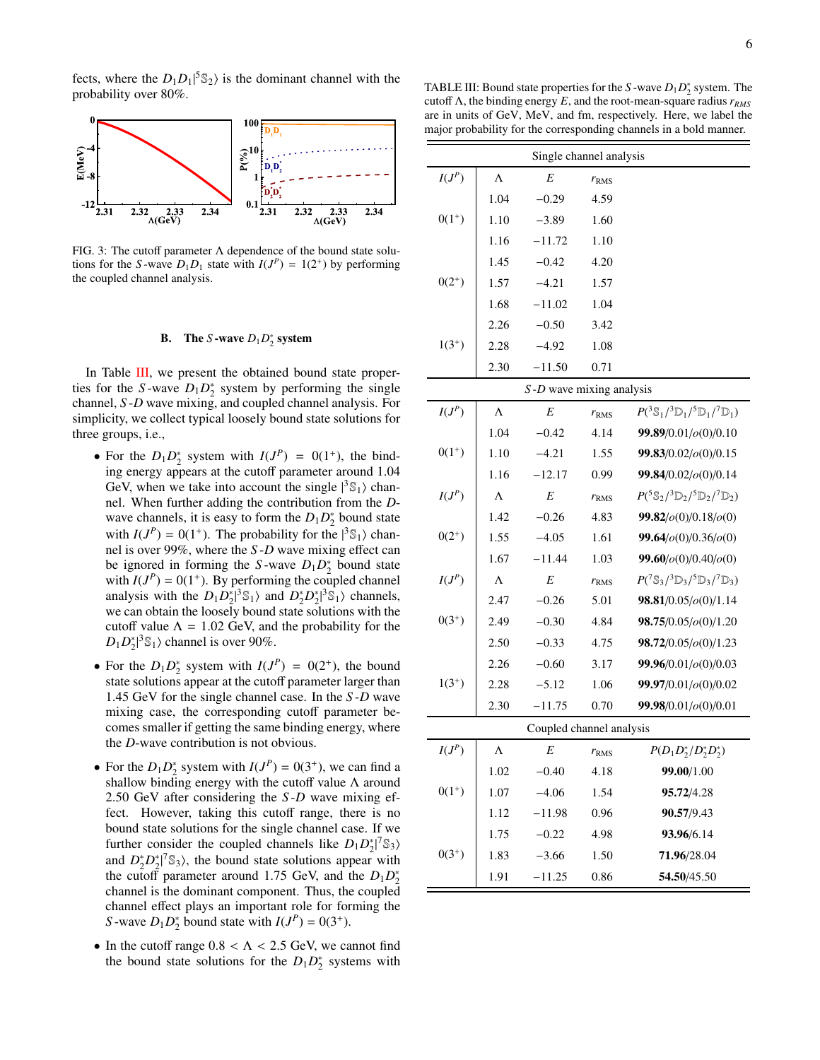fects, where the $D_1D_1|^5\mathbb{S}_2\rangle$ is the dominant channel with the probability over 80%.

FIG. 3: The cutoff parameter $\Lambda$ dependence of the bound state solutions for the $S$-wave $D_1D_1$ state with $I(J^P) = 1(2^+)$ by performing the coupled channel analysis.

### B. The $S$-wave $D_1D_2^*$ system

In Table III, we present the obtained bound state properties for the $S$-wave $D_1D_2^*$ system by performing the single channel, $S$-$D$ wave mixing, and coupled channel analysis. For simplicity, we collect typical loosely bound state solutions for three groups, i.e.,

- For the $D_1D_2^*$ system with $I(J^P) = 0(1^+)$, the binding energy appears at the cutoff parameter around 1.04 GeV, when we take into account the single $|^3\mathbb{S}_1\rangle$ channel. When further adding the contribution from the $D$-wave channels, it is easy to form the $D_1D_2^*$ bound state with $I(J^P) = 0(1^+)$. The probability for the $|^3\mathbb{S}_1\rangle$ channel is over 99%, where the $S$-$D$ wave mixing effect can be ignored in forming the $S$-wave $D_1D_2^*$ bound state with $I(J^P) = 0(1^+)$. By performing the coupled channel analysis with the $D_1D_2^*|^3\mathbb{S}_1\rangle$ and $D_2^*D_2^*|^3\mathbb{S}_1\rangle$ channels, we can obtain the loosely bound state solutions with the cutoff value $\Lambda = 1.02$ GeV, and the probability for the $D_1D_2^*|^3\mathbb{S}_1\rangle$ channel is over 90%.
- For the $D_1D_2^*$ system with $I(J^P) = 0(2^+)$, the bound state solutions appear at the cutoff parameter larger than 1.45 GeV for the single channel case. In the $S$-$D$ wave mixing case, the corresponding cutoff parameter becomes smaller if getting the same binding energy, where the $D$-wave contribution is not obvious.
- For the $D_1D_2^*$ system with $I(J^P) = 0(3^+)$, we can find a shallow binding energy with the cutoff value $\Lambda$ around 2.50 GeV after considering the $S$-$D$ wave mixing effect. However, taking this cutoff range, there is no bound state solutions for the single channel case. If we further consider the coupled channels like $D_1D_2^*|^7\mathbb{S}_3\rangle$ and $D_2^*D_2^*|^7\mathbb{S}_3\rangle$, the bound state solutions appear with the cutoff parameter around 1.75 GeV, and the $D_1D_2^*$ channel is the dominant component. Thus, the coupled channel effect plays an important role for forming the $S$-wave $D_1D_2^*$ bound state with $I(J^P) = 0(3^+)$.
- In the cutoff range $0.8 < \Lambda < 2.5$ GeV, we cannot find the bound state solutions for the $D_1D_2^*$ systems with

TABLE III: Bound state properties for the $S$-wave $D_1D_2^*$ system. The cutoff $\Lambda$, the binding energy $E$, and the root-mean-square radius $r_{RMS}$ are in units of GeV, MeV, and fm, respectively. Here, we label the major probability for the corresponding channels in a bold manner.

| Single channel analysis | | | | |
|---|---|---|---|---|
| $I(J^P)$ | $\Lambda$ | $E$ | $r_{\rm RMS}$ | |
| $0(1^+)$ | 1.04 | −0.29 | 4.59 | |
| | 1.10 | −3.89 | 1.60 | |
| | 1.16 | −11.72 | 1.10 | |
| $0(2^+)$ | 1.45 | −0.42 | 4.20 | |
| | 1.57 | −4.21 | 1.57 | |
| | 1.68 | −11.02 | 1.04 | |
| $1(3^+)$ | 2.26 | −0.50 | 3.42 | |
| | 2.28 | −4.92 | 1.08 | |
| | 2.30 | −11.50 | 0.71 | |
| *S-D wave mixing analysis* | | | | |
| $I(J^P)$ | $\Lambda$ | $E$ | $r_{\rm RMS}$ | $P(^3\mathbb{S}_1/^3\mathbb{D}_1/^5\mathbb{D}_1/^7\mathbb{D}_1)$ |
| $0(1^+)$ | 1.04 | −0.42 | 4.14 | **99.89**/0.01/$o(0)$/0.10 |
| | 1.10 | −4.21 | 1.55 | **99.83**/0.02/$o(0)$/0.15 |
| | 1.16 | −12.17 | 0.99 | **99.84**/0.02/$o(0)$/0.14 |
| $I(J^P)$ | $\Lambda$ | $E$ | $r_{\rm RMS}$ | $P(^5\mathbb{S}_2/^3\mathbb{D}_2/^5\mathbb{D}_2/^7\mathbb{D}_2)$ |
| $0(2^+)$ | 1.42 | −0.26 | 4.83 | **99.82**/$o(0)$/0.18/$o(0)$ |
| | 1.55 | −4.05 | 1.61 | **99.64**/$o(0)$/0.36/$o(0)$ |
| | 1.67 | −11.44 | 1.03 | **99.60**/$o(0)$/0.40/$o(0)$ |
| $I(J^P)$ | $\Lambda$ | $E$ | $r_{\rm RMS}$ | $P(^7\mathbb{S}_3/^3\mathbb{D}_3/^5\mathbb{D}_3/^7\mathbb{D}_3)$ |
| $0(3^+)$ | 2.47 | −0.26 | 5.01 | **98.81**/0.05/$o(0)$/1.14 |
| | 2.49 | −0.30 | 4.84 | **98.75**/0.05/$o(0)$/1.20 |
| | 2.50 | −0.33 | 4.75 | **98.72**/0.05/$o(0)$/1.23 |
| $1(3^+)$ | 2.26 | −0.60 | 3.17 | **99.96**/0.01/$o(0)$/0.03 |
| | 2.28 | −5.12 | 1.06 | **99.97**/0.01/$o(0)$/0.02 |
| | 2.30 | −11.75 | 0.70 | **99.98**/0.01/$o(0)$/0.01 |
| Coupled channel analysis | | | | |
| $I(J^P)$ | $\Lambda$ | $E$ | $r_{\rm RMS}$ | $P(D_1D_2^*/D_2^*D_2^*)$ |
| $0(1^+)$ | 1.02 | −0.40 | 4.18 | **99.00**/1.00 |
| | 1.07 | −4.06 | 1.54 | **95.72**/4.28 |
| | 1.12 | −11.98 | 0.96 | **90.57**/9.43 |
| $0(3^+)$ | 1.75 | −0.22 | 4.98 | **93.96**/6.14 |
| | 1.83 | −3.66 | 1.50 | **71.96**/28.04 |
| | 1.91 | −11.25 | 0.86 | **54.50**/45.50 |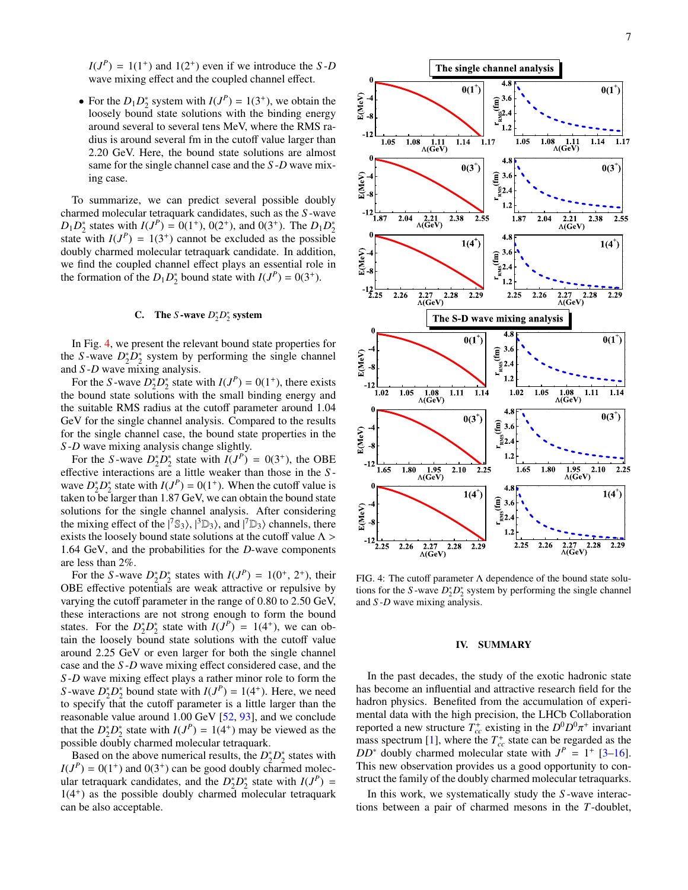$I(J^P) = 1(1^+)$ and $1(2^+)$ even if we introduce the $S$-$D$ wave mixing effect and the coupled channel effect.

- For the $D_1 D_2^*$ system with $I(J^P) = 1(3^+)$, we obtain the loosely bound state solutions with the binding energy around several to several tens MeV, where the RMS radius is around several fm in the cutoff value larger than 2.20 GeV. Here, the bound state solutions are almost same for the single channel case and the $S$-$D$ wave mixing case.

To summarize, we can predict several possible doubly charmed molecular tetraquark candidates, such as the $S$-wave $D_1 D_2^*$ states with $I(J^P) = 0(1^+)$, $0(2^+)$, and $0(3^+)$. The $D_1 D_2^*$ state with $I(J^P) = 1(3^+)$ cannot be excluded as the possible doubly charmed molecular tetraquark candidate. In addition, we find the coupled channel effect plays an essential role in the formation of the $D_1 D_2^*$ bound state with $I(J^P) = 0(3^+)$.

### C. The $S$-wave $D_2^* D_2^*$ system

In Fig. 4, we present the relevant bound state properties for the $S$-wave $D_2^* D_2^*$ system by performing the single channel and $S$-$D$ wave mixing analysis.

For the $S$-wave $D_2^* D_2^*$ state with $I(J^P) = 0(1^+)$, there exists the bound state solutions with the small binding energy and the suitable RMS radius at the cutoff parameter around 1.04 GeV for the single channel analysis. Compared to the results for the single channel case, the bound state properties in the $S$-$D$ wave mixing analysis change slightly.

For the $S$-wave $D_2^* D_2^*$ state with $I(J^P) = 0(3^+)$, the OBE effective interactions are a little weaker than those in the $S$-wave $D_2^* D_2^*$ state with $I(J^P) = 0(1^+)$. When the cutoff value is taken to be larger than 1.87 GeV, we can obtain the bound state solutions for the single channel analysis. After considering the mixing effect of the $|^7\mathbb{S}_3\rangle$, $|^3\mathbb{D}_3\rangle$, and $|^7\mathbb{D}_3\rangle$ channels, there exists the loosely bound state solutions at the cutoff value $\Lambda >$ 1.64 GeV, and the probabilities for the $D$-wave components are less than 2%.

For the $S$-wave $D_2^* D_2^*$ states with $I(J^P) = 1(0^+, 2^+)$, their OBE effective potentials are weak attractive or repulsive by varying the cutoff parameter in the range of 0.80 to 2.50 GeV, these interactions are not strong enough to form the bound states. For the $D_2^* D_2^*$ state with $I(J^P) = 1(4^+)$, we can obtain the loosely bound state solutions with the cutoff value around 2.25 GeV or even larger for both the single channel case and the $S$-$D$ wave mixing effect considered case, and the $S$-$D$ wave mixing effect plays a rather minor role to form the $S$-wave $D_2^* D_2^*$ bound state with $I(J^P) = 1(4^+)$. Here, we need to specify that the cutoff parameter is a little larger than the reasonable value around 1.00 GeV [52, 93], and we conclude that the $D_2^* D_2^*$ state with $I(J^P) = 1(4^+)$ may be viewed as the possible doubly charmed molecular tetraquark.

Based on the above numerical results, the $D_2^* D_2^*$ states with $I(J^P) = 0(1^+)$ and $0(3^+)$ can be good doubly charmed molecular tetraquark candidates, and the $D_2^* D_2^*$ state with $I(J^P) = 1(4^+)$ as the possible doubly charmed molecular tetraquark can be also acceptable.

FIG. 4: The cutoff parameter $\Lambda$ dependence of the bound state solutions for the $S$-wave $D_2^* D_2^*$ system by performing the single channel and $S$-$D$ wave mixing analysis.

## IV. SUMMARY

In the past decades, the study of the exotic hadronic state has become an influential and attractive research field for the hadron physics. Benefited from the accumulation of experimental data with the high precision, the LHCb Collaboration reported a new structure $T_{cc}^+$ existing in the $D^0 D^0 \pi^+$ invariant mass spectrum [1], where the $T_{cc}^+$ state can be regarded as the $DD^*$ doubly charmed molecular state with $J^P = 1^+$ [3–16]. This new observation provides us a good opportunity to construct the family of the doubly charmed molecular tetraquarks.

In this work, we systematically study the $S$-wave interactions between a pair of charmed mesons in the $T$-doublet,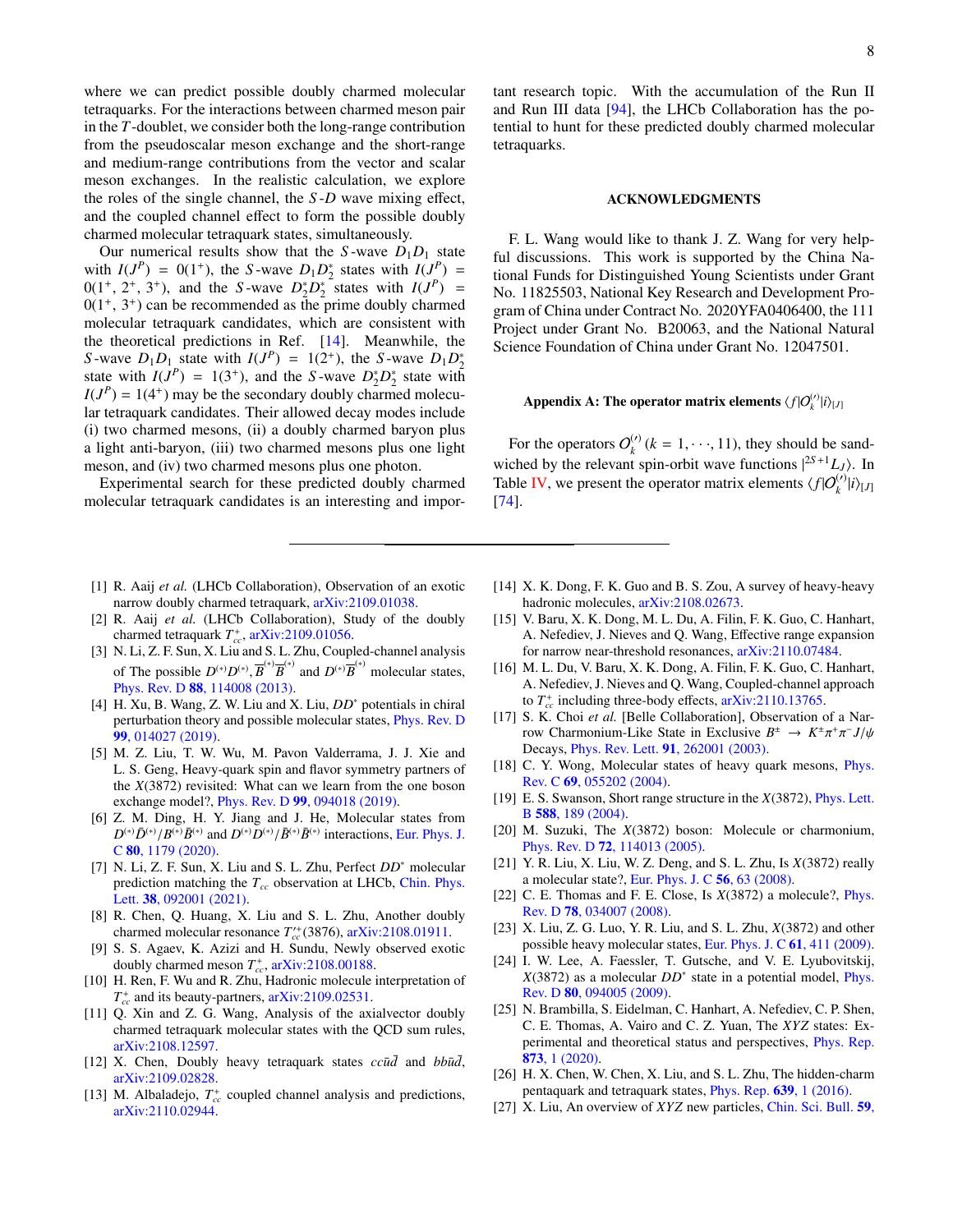where we can predict possible doubly charmed molecular tetraquarks. For the interactions between charmed meson pair in the $T$-doublet, we consider both the long-range contribution from the pseudoscalar meson exchange and the short-range and medium-range contributions from the vector and scalar meson exchanges. In the realistic calculation, we explore the roles of the single channel, the $S$-$D$ wave mixing effect, and the coupled channel effect to form the possible doubly charmed molecular tetraquark states, simultaneously.

Our numerical results show that the $S$-wave $D_1D_1$ state with $I(J^P) = 0(1^+)$, the $S$-wave $D_1D_2^*$ states with $I(J^P) = 0(1^+, 2^+, 3^+)$, and the $S$-wave $D_2^*D_2^*$ states with $I(J^P) = 0(1^+, 3^+)$ can be recommended as the prime doubly charmed molecular tetraquark candidates, which are consistent with the theoretical predictions in Ref. [14]. Meanwhile, the $S$-wave $D_1D_1$ state with $I(J^P) = 1(2^+)$, the $S$-wave $D_1D_2^*$ state with $I(J^P) = 1(3^+)$, and the $S$-wave $D_2^*D_2^*$ state with $I(J^P) = 1(4^+)$ may be the secondary doubly charmed molecular tetraquark candidates. Their allowed decay modes include (i) two charmed mesons, (ii) a doubly charmed baryon plus a light anti-baryon, (iii) two charmed mesons plus one light meson, and (iv) two charmed mesons plus one photon.

Experimental search for these predicted doubly charmed molecular tetraquark candidates is an interesting and important research topic. With the accumulation of the Run II and Run III data [94], the LHCb Collaboration has the potential to hunt for these predicted doubly charmed molecular tetraquarks.

## ACKNOWLEDGMENTS

F. L. Wang would like to thank J. Z. Wang for very helpful discussions. This work is supported by the China National Funds for Distinguished Young Scientists under Grant No. 11825503, National Key Research and Development Program of China under Contract No. 2020YFA0406400, the 111 Project under Grant No. B20063, and the National Natural Science Foundation of China under Grant No. 12047501.

## Appendix A: The operator matrix elements $\langle f|\mathcal{O}_k^{(\prime)}|i\rangle_{[J]}$

For the operators $\mathcal{O}_k^{(\prime)}$ $(k = 1, \cdots, 11)$, they should be sandwiched by the relevant spin-orbit wave functions $|^{2S+1}L_J\rangle$. In Table IV, we present the operator matrix elements $\langle f|\mathcal{O}_k^{(\prime)}|i\rangle_{[J]}$ [74].

---

[1] R. Aaij *et al.* (LHCb Collaboration), Observation of an exotic narrow doubly charmed tetraquark, arXiv:2109.01038.

[2] R. Aaij *et al.* (LHCb Collaboration), Study of the doubly charmed tetraquark $T_{cc}^+$, arXiv:2109.01056.

[3] N. Li, Z. F. Sun, X. Liu and S. L. Zhu, Coupled-channel analysis of The possible $D^{(*)}D^{(*)}, \overline{B}^{(*)}\overline{B}^{(*)}$ and $D^{(*)}\overline{B}^{(*)}$ molecular states, Phys. Rev. D **88**, 114008 (2013).

[4] H. Xu, B. Wang, Z. W. Liu and X. Liu, $DD^*$ potentials in chiral perturbation theory and possible molecular states, Phys. Rev. D **99**, 014027 (2019).

[5] M. Z. Liu, T. W. Wu, M. Pavon Valderrama, J. J. Xie and L. S. Geng, Heavy-quark spin and flavor symmetry partners of the $X(3872)$ revisited: What can we learn from the one boson exchange model?, Phys. Rev. D **99**, 094018 (2019).

[6] Z. M. Ding, H. Y. Jiang and J. He, Molecular states from $D^{(*)}\bar{D}^{(*)}/B^{(*)}\bar{B}^{(*)}$ and $D^{(*)}D^{(*)}/\bar{B}^{(*)}\bar{B}^{(*)}$ interactions, Eur. Phys. J. C **80**, 1179 (2020).

[7] N. Li, Z. F. Sun, X. Liu and S. L. Zhu, Perfect $DD^*$ molecular prediction matching the $T_{cc}$ observation at LHCb, Chin. Phys. Lett. **38**, 092001 (2021).

[8] R. Chen, Q. Huang, X. Liu and S. L. Zhu, Another doubly charmed molecular resonance $T_{cc}^{\prime+}(3876)$, arXiv:2108.01911.

[9] S. S. Agaev, K. Azizi and H. Sundu, Newly observed exotic doubly charmed meson $T_{cc}^+$, arXiv:2108.00188.

[10] H. Ren, F. Wu and R. Zhu, Hadronic molecule interpretation of $T_{cc}^+$ and its beauty-partners, arXiv:2109.02531.

[11] Q. Xin and Z. G. Wang, Analysis of the axialvector doubly charmed tetraquark molecular states with the QCD sum rules, arXiv:2108.12597.

[12] X. Chen, Doubly heavy tetraquark states $cc\bar{u}\bar{d}$ and $bb\bar{u}\bar{d}$, arXiv:2109.02828.

[13] M. Albaladejo, $T_{cc}^+$ coupled channel analysis and predictions, arXiv:2110.02944.

[14] X. K. Dong, F. K. Guo and B. S. Zou, A survey of heavy-heavy hadronic molecules, arXiv:2108.02673.

[15] V. Baru, X. K. Dong, M. L. Du, A. Filin, F. K. Guo, C. Hanhart, A. Nefediev, J. Nieves and Q. Wang, Effective range expansion for narrow near-threshold resonances, arXiv:2110.07484.

[16] M. L. Du, V. Baru, X. K. Dong, A. Filin, F. K. Guo, C. Hanhart, A. Nefediev, J. Nieves and Q. Wang, Coupled-channel approach to $T_{cc}^+$ including three-body effects, arXiv:2110.13765.

[17] S. K. Choi *et al.* [Belle Collaboration], Observation of a Narrow Charmonium-Like State in Exclusive $B^\pm \to K^\pm\pi^+\pi^- J/\psi$ Decays, Phys. Rev. Lett. **91**, 262001 (2003).

[18] C. Y. Wong, Molecular states of heavy quark mesons, Phys. Rev. C **69**, 055202 (2004).

[19] E. S. Swanson, Short range structure in the $X(3872)$, Phys. Lett. B **588**, 189 (2004).

[20] M. Suzuki, The $X(3872)$ boson: Molecule or charmonium, Phys. Rev. D **72**, 114013 (2005).

[21] Y. R. Liu, X. Liu, W. Z. Deng, and S. L. Zhu, Is $X(3872)$ really a molecular state?, Eur. Phys. J. C **56**, 63 (2008).

[22] C. E. Thomas and F. E. Close, Is $X(3872)$ a molecule?, Phys. Rev. D **78**, 034007 (2008).

[23] X. Liu, Z. G. Luo, Y. R. Liu, and S. L. Zhu, $X(3872)$ and other possible heavy molecular states, Eur. Phys. J. C **61**, 411 (2009).

[24] I. W. Lee, A. Faessler, T. Gutsche, and V. E. Lyubovitskij, $X(3872)$ as a molecular $DD^*$ state in a potential model, Phys. Rev. D **80**, 094005 (2009).

[25] N. Brambilla, S. Eidelman, C. Hanhart, A. Nefediev, C. P. Shen, C. E. Thomas, A. Vairo and C. Z. Yuan, The $XYZ$ states: Experimental and theoretical status and perspectives, Phys. Rep. **873**, 1 (2020).

[26] H. X. Chen, W. Chen, X. Liu, and S. L. Zhu, The hidden-charm pentaquark and tetraquark states, Phys. Rep. **639**, 1 (2016).

[27] X. Liu, An overview of $XYZ$ new particles, Chin. Sci. Bull. **59**,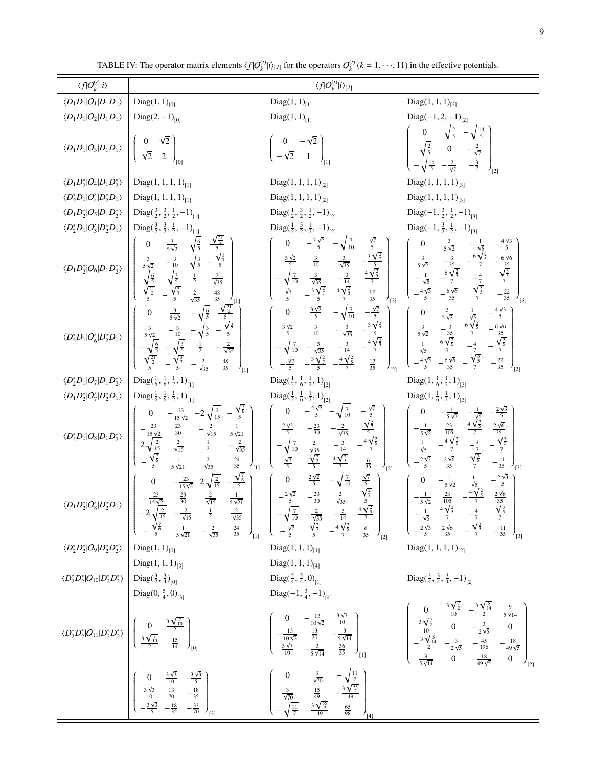TABLE IV: The operator matrix elements $\langle f|O_k^{(\prime)}|i\rangle_{[J]}$ for the operators $O_k^{(\prime)}$ ($k=1,\cdots,11$) in the effective potentials.

| $\langle f\vert O_k^{(\prime)}\vert i\rangle$ | $\langle f\vert O_k^{(\prime)}\vert i\rangle_{[J]}$ | | |
|---|---|---|---|
| $\langle D_1D_1\vert O_1\vert D_1D_1\rangle$ | $\text{Diag}(1,1)_{[0]}$ | $\text{Diag}(1,1)_{[1]}$ | $\text{Diag}(1,1,1)_{[2]}$ |
| $\langle D_1D_1\vert O_2\vert D_1D_1\rangle$ | $\text{Diag}(2,-1)_{[0]}$ | $\text{Diag}(1,1)_{[1]}$ | $\text{Diag}(-1,2,-1)_{[2]}$ |
| $\langle D_1D_1\vert O_3\vert D_1D_1\rangle$ | $\begin{pmatrix} 0 & \sqrt{2} \\ \sqrt{2} & 2 \end{pmatrix}_{[0]}$ | $\begin{pmatrix} 0 & -\sqrt{2} \\ -\sqrt{2} & 1 \end{pmatrix}_{[1]}$ | $\begin{pmatrix} 0 & \sqrt{\frac{2}{5}} & -\sqrt{\frac{14}{5}} \\ \sqrt{\frac{2}{5}} & 0 & -\frac{2}{\sqrt{7}} \\ -\sqrt{\frac{14}{5}} & -\frac{2}{\sqrt{7}} & -\frac{3}{7} \end{pmatrix}_{[2]}$ |
| $\langle D_1D_2^*\vert O_4\vert D_1D_2^*\rangle$ | $\text{Diag}(1,1,1,1)_{[1]}$ | $\text{Diag}(1,1,1,1)_{[2]}$ | $\text{Diag}(1,1,1,1)_{[3]}$ |
| $\langle D_2^*D_1\vert O_4'\vert D_2^*D_1\rangle$ | $\text{Diag}(1,1,1,1)_{[1]}$ | $\text{Diag}(1,1,1,1)_{[2]}$ | $\text{Diag}(1,1,1,1)_{[3]}$ |
| $\langle D_1D_2^*\vert O_5\vert D_1D_2^*\rangle$ | $\text{Diag}(\frac{3}{2},\frac{3}{2},\frac{1}{2},-1)_{[1]}$ | $\text{Diag}(\frac{1}{2},\frac{3}{2},\frac{1}{2},-1)_{[2]}$ | $\text{Diag}(-1,\frac{3}{2},\frac{1}{2},-1)_{[3]}$ |
| $\langle D_2^*D_1\vert O_5'\vert D_2^*D_1\rangle$ | $\text{Diag}(\frac{3}{2},\frac{3}{2},\frac{1}{2},-1)_{[1]}$ | $\text{Diag}(\frac{1}{2},\frac{3}{2},\frac{1}{2},-1)_{[2]}$ | $\text{Diag}(-1,\frac{3}{2},\frac{1}{2},-1)_{[3]}$ |
| $\langle D_1D_2^*\vert O_6\vert D_1D_2^*\rangle$ | $\begin{pmatrix} 0 & \frac{3}{5\sqrt{2}} & \sqrt{\frac{6}{5}} & \frac{\sqrt{\frac{21}{2}}}{5} \\ \frac{3}{5\sqrt{2}} & -\frac{3}{10} & \sqrt{\frac{3}{5}} & -\frac{\sqrt{\frac{3}{7}}}{5} \\ \sqrt{\frac{6}{5}} & \sqrt{\frac{3}{5}} & \frac{1}{2} & \frac{2}{\sqrt{35}} \\ \frac{\sqrt{\frac{21}{2}}}{5} & -\frac{\sqrt{\frac{3}{7}}}{5} & \frac{2}{\sqrt{35}} & \frac{48}{35} \end{pmatrix}_{[1]}$ | $\begin{pmatrix} 0 & -\frac{3\sqrt{2}}{5} & -\sqrt{\frac{7}{10}} & \frac{\sqrt{7}}{5} \\ -\frac{3\sqrt{2}}{5} & \frac{3}{10} & \frac{3}{\sqrt{35}} & -\frac{3\sqrt{\frac{2}{7}}}{5} \\ -\sqrt{\frac{7}{10}} & \frac{3}{\sqrt{35}} & -\frac{3}{14} & \frac{4\sqrt{\frac{2}{5}}}{7} \\ \frac{\sqrt{7}}{5} & -\frac{3\sqrt{\frac{2}{7}}}{5} & \frac{4\sqrt{\frac{2}{5}}}{7} & \frac{12}{35} \end{pmatrix}_{[2]}$ | $\begin{pmatrix} 0 & \frac{3}{5\sqrt{2}} & -\frac{1}{\sqrt{5}} & -\frac{4\sqrt{3}}{5} \\ \frac{3}{5\sqrt{2}} & -\frac{3}{35} & -\frac{6\sqrt{\frac{2}{5}}}{7} & -\frac{6\sqrt{6}}{35} \\ -\frac{1}{\sqrt{5}} & -\frac{6\sqrt{\frac{2}{5}}}{7} & -\frac{4}{7} & \frac{\sqrt{\frac{3}{5}}}{7} \\ -\frac{4\sqrt{3}}{5} & -\frac{6\sqrt{6}}{35} & \frac{\sqrt{\frac{3}{5}}}{7} & -\frac{22}{35} \end{pmatrix}_{[3]}$ |
| $\langle D_2^*D_1\vert O_6'\vert D_2^*D_1\rangle$ | $\begin{pmatrix} 0 & \frac{3}{5\sqrt{2}} & -\sqrt{\frac{6}{5}} & \frac{\sqrt{\frac{21}{2}}}{5} \\ \frac{3}{5\sqrt{2}} & -\frac{3}{10} & -\sqrt{\frac{3}{5}} & -\frac{\sqrt{\frac{3}{7}}}{5} \\ -\sqrt{\frac{6}{5}} & -\sqrt{\frac{3}{5}} & \frac{1}{2} & -\frac{2}{\sqrt{35}} \\ \frac{\sqrt{\frac{21}{2}}}{5} & -\frac{\sqrt{\frac{3}{7}}}{5} & -\frac{2}{\sqrt{35}} & \frac{48}{35} \end{pmatrix}_{[1]}$ | $\begin{pmatrix} 0 & \frac{3\sqrt{2}}{5} & -\sqrt{\frac{7}{10}} & -\frac{\sqrt{7}}{5} \\ \frac{3\sqrt{2}}{5} & \frac{3}{10} & -\frac{3}{\sqrt{35}} & -\frac{3\sqrt{\frac{2}{7}}}{5} \\ -\sqrt{\frac{7}{10}} & -\frac{3}{\sqrt{35}} & -\frac{3}{14} & -\frac{4\sqrt{\frac{2}{5}}}{7} \\ -\frac{\sqrt{7}}{5} & -\frac{3\sqrt{\frac{2}{7}}}{5} & -\frac{4\sqrt{\frac{2}{5}}}{7} & \frac{12}{35} \end{pmatrix}_{[2]}$ | $\begin{pmatrix} 0 & \frac{3}{5\sqrt{2}} & \frac{1}{\sqrt{5}} & -\frac{4\sqrt{3}}{5} \\ \frac{3}{5\sqrt{2}} & -\frac{3}{35} & \frac{6\sqrt{\frac{2}{5}}}{7} & -\frac{6\sqrt{6}}{35} \\ \frac{1}{\sqrt{5}} & \frac{6\sqrt{\frac{2}{5}}}{7} & -\frac{4}{7} & -\frac{\sqrt{\frac{3}{5}}}{7} \\ -\frac{4\sqrt{3}}{5} & -\frac{6\sqrt{6}}{35} & -\frac{\sqrt{\frac{3}{5}}}{7} & -\frac{22}{35} \end{pmatrix}_{[3]}$ |
| $\langle D_2^*D_1\vert O_7\vert D_1D_2^*\rangle$ | $\text{Diag}(\frac{1}{6},\frac{1}{6},\frac{1}{2},1)_{[1]}$ | $\text{Diag}(\frac{1}{2},\frac{1}{6},\frac{1}{2},1)_{[2]}$ | $\text{Diag}(1,\frac{1}{6},\frac{1}{2},1)_{[3]}$ |
| $\langle D_1D_2^*\vert O_7'\vert D_2^*D_1\rangle$ | $\text{Diag}(\frac{1}{6},\frac{1}{6},\frac{1}{2},1)_{[1]}$ | $\text{Diag}(\frac{1}{2},\frac{1}{6},\frac{1}{2},1)_{[2]}$ | $\text{Diag}(1,\frac{1}{6},\frac{1}{2},1)_{[3]}$ |
| $\langle D_2^*D_1\vert O_8\vert D_1D_2^*\rangle$ | $\begin{pmatrix} 0 & -\frac{23}{15\sqrt{2}} & -2\sqrt{\frac{2}{15}} & -\frac{\sqrt{\frac{7}{6}}}{5} \\ -\frac{23}{15\sqrt{2}} & \frac{23}{30} & -\frac{2}{\sqrt{15}} & \frac{1}{5\sqrt{21}} \\ 2\sqrt{\frac{2}{15}} & \frac{2}{\sqrt{15}} & \frac{1}{2} & -\frac{2}{\sqrt{35}} \\ -\frac{\sqrt{\frac{7}{6}}}{5} & \frac{1}{5\sqrt{21}} & \frac{2}{\sqrt{35}} & \frac{24}{35} \end{pmatrix}_{[1]}$ | $\begin{pmatrix} 0 & -\frac{2\sqrt{2}}{5} & -\sqrt{\frac{7}{10}} & -\frac{\sqrt{7}}{5} \\ \frac{2\sqrt{2}}{5} & -\frac{23}{30} & -\frac{2}{\sqrt{35}} & \frac{\sqrt{\frac{2}{7}}}{5} \\ -\sqrt{\frac{7}{10}} & \frac{2}{\sqrt{35}} & -\frac{3}{14} & -\frac{4\sqrt{\frac{2}{5}}}{7} \\ \frac{\sqrt{7}}{5} & \frac{\sqrt{\frac{2}{7}}}{5} & \frac{4\sqrt{\frac{2}{5}}}{7} & \frac{6}{35} \end{pmatrix}_{[2]}$ | $\begin{pmatrix} 0 & -\frac{1}{5\sqrt{2}} & -\frac{1}{\sqrt{5}} & -\frac{2\sqrt{3}}{5} \\ -\frac{1}{5\sqrt{2}} & \frac{23}{105} & \frac{4\sqrt{\frac{2}{5}}}{7} & \frac{2\sqrt{6}}{35} \\ \frac{1}{\sqrt{5}} & -\frac{4\sqrt{\frac{2}{5}}}{7} & -\frac{4}{7} & -\frac{\sqrt{\frac{3}{5}}}{7} \\ -\frac{2\sqrt{3}}{5} & \frac{2\sqrt{6}}{35} & \frac{\sqrt{\frac{3}{5}}}{7} & -\frac{11}{35} \end{pmatrix}_{[3]}$ |
| $\langle D_1D_2^*\vert O_8'\vert D_2^*D_1\rangle$ | $\begin{pmatrix} 0 & -\frac{23}{15\sqrt{2}} & 2\sqrt{\frac{2}{15}} & -\frac{\sqrt{\frac{7}{6}}}{5} \\ -\frac{23}{15\sqrt{2}} & \frac{23}{30} & \frac{2}{\sqrt{15}} & \frac{1}{5\sqrt{21}} \\ -2\sqrt{\frac{2}{15}} & -\frac{2}{\sqrt{15}} & \frac{1}{2} & \frac{2}{\sqrt{35}} \\ -\frac{\sqrt{\frac{7}{6}}}{5} & \frac{1}{5\sqrt{21}} & -\frac{2}{\sqrt{35}} & \frac{24}{35} \end{pmatrix}_{[1]}$ | $\begin{pmatrix} 0 & \frac{2\sqrt{2}}{5} & -\sqrt{\frac{7}{10}} & \frac{\sqrt{7}}{5} \\ -\frac{2\sqrt{2}}{5} & -\frac{23}{30} & \frac{2}{\sqrt{35}} & \frac{\sqrt{\frac{2}{7}}}{5} \\ -\sqrt{\frac{7}{10}} & -\frac{2}{\sqrt{35}} & -\frac{3}{14} & \frac{4\sqrt{\frac{2}{5}}}{7} \\ -\frac{\sqrt{7}}{5} & \frac{\sqrt{\frac{2}{7}}}{5} & -\frac{4\sqrt{\frac{2}{5}}}{7} & \frac{6}{35} \end{pmatrix}_{[2]}$ | $\begin{pmatrix} 0 & -\frac{1}{5\sqrt{2}} & \frac{1}{\sqrt{5}} & -\frac{2\sqrt{3}}{5} \\ -\frac{1}{5\sqrt{2}} & \frac{23}{105} & -\frac{4\sqrt{\frac{2}{5}}}{7} & \frac{2\sqrt{6}}{35} \\ -\frac{1}{\sqrt{5}} & \frac{4\sqrt{\frac{2}{5}}}{7} & -\frac{4}{7} & \frac{\sqrt{\frac{3}{5}}}{7} \\ -\frac{2\sqrt{3}}{5} & \frac{2\sqrt{6}}{35} & -\frac{\sqrt{\frac{3}{5}}}{7} & -\frac{11}{35} \end{pmatrix}_{[3]}$ |
| $\langle D_2^*D_2^*\vert O_9\vert D_2^*D_2^*\rangle$ | $\text{Diag}(1,1)_{[0]}$ | $\text{Diag}(1,1,1)_{[1]}$ | $\text{Diag}(1,1,1,1)_{[2]}$ |
| | $\text{Diag}(1,1,1)_{[3]}$ | $\text{Diag}(1,1,1)_{[4]}$ | |
| $\langle D_2^*D_2^*\vert O_{10}\vert D_2^*D_2^*\rangle$ | $\text{Diag}(\frac{3}{2},\frac{3}{4})_{[0]}$ | $\text{Diag}(\frac{5}{4},\frac{5}{4},0)_{[1]}$ | $\text{Diag}(\frac{3}{4},\frac{3}{4},\frac{3}{4},-1)_{[2]}$ |
| | $\text{Diag}(0,\frac{5}{4},0)_{[3]}$ | $\text{Diag}(-1,\frac{3}{4},-1)_{[4]}$ | |
| $\langle D_2^*D_2^*\vert O_{11}\vert D_2^*D_2^*\rangle$ | $\begin{pmatrix} 0 & \frac{3\sqrt{\frac{7}{10}}}{2} \\ \frac{3\sqrt{\frac{7}{10}}}{2} & \frac{15}{14} \end{pmatrix}_{[0]}$ | $\begin{pmatrix} 0 & -\frac{13}{10\sqrt{2}} & \frac{3\sqrt{7}}{10} \\ -\frac{13}{10\sqrt{2}} & \frac{13}{20} & -\frac{3}{5\sqrt{14}} \\ \frac{3\sqrt{7}}{10} & -\frac{3}{5\sqrt{14}} & \frac{36}{35} \end{pmatrix}_{[1]}$ | $\begin{pmatrix} 0 & \frac{3\sqrt{\frac{7}{2}}}{10} & -\frac{3\sqrt{\frac{5}{14}}}{2} & \frac{9}{5\sqrt{14}} \\ \frac{3\sqrt{\frac{7}{2}}}{10} & 0 & -\frac{3}{2\sqrt{5}} & 0 \\ -\frac{3\sqrt{\frac{5}{14}}}{2} & -\frac{3}{2\sqrt{5}} & -\frac{45}{196} & -\frac{18}{49\sqrt{5}} \\ \frac{9}{5\sqrt{14}} & 0 & -\frac{18}{49\sqrt{5}} & 0 \end{pmatrix}_{[2]}$ |
| | $\begin{pmatrix} 0 & \frac{3\sqrt{3}}{10} & -\frac{3\sqrt{3}}{5} \\ \frac{3\sqrt{3}}{10} & \frac{13}{70} & -\frac{18}{35} \\ -\frac{3\sqrt{3}}{5} & -\frac{18}{35} & -\frac{33}{70} \end{pmatrix}_{[3]}$ | $\begin{pmatrix} 0 & \frac{3}{\sqrt{70}} & -\sqrt{\frac{11}{7}} \\ \frac{3}{\sqrt{70}} & \frac{15}{49} & -\frac{3\sqrt{\frac{55}{2}}}{49} \\ -\sqrt{\frac{11}{7}} & -\frac{3\sqrt{\frac{55}{2}}}{49} & \frac{65}{98} \end{pmatrix}_{[4]}$ | |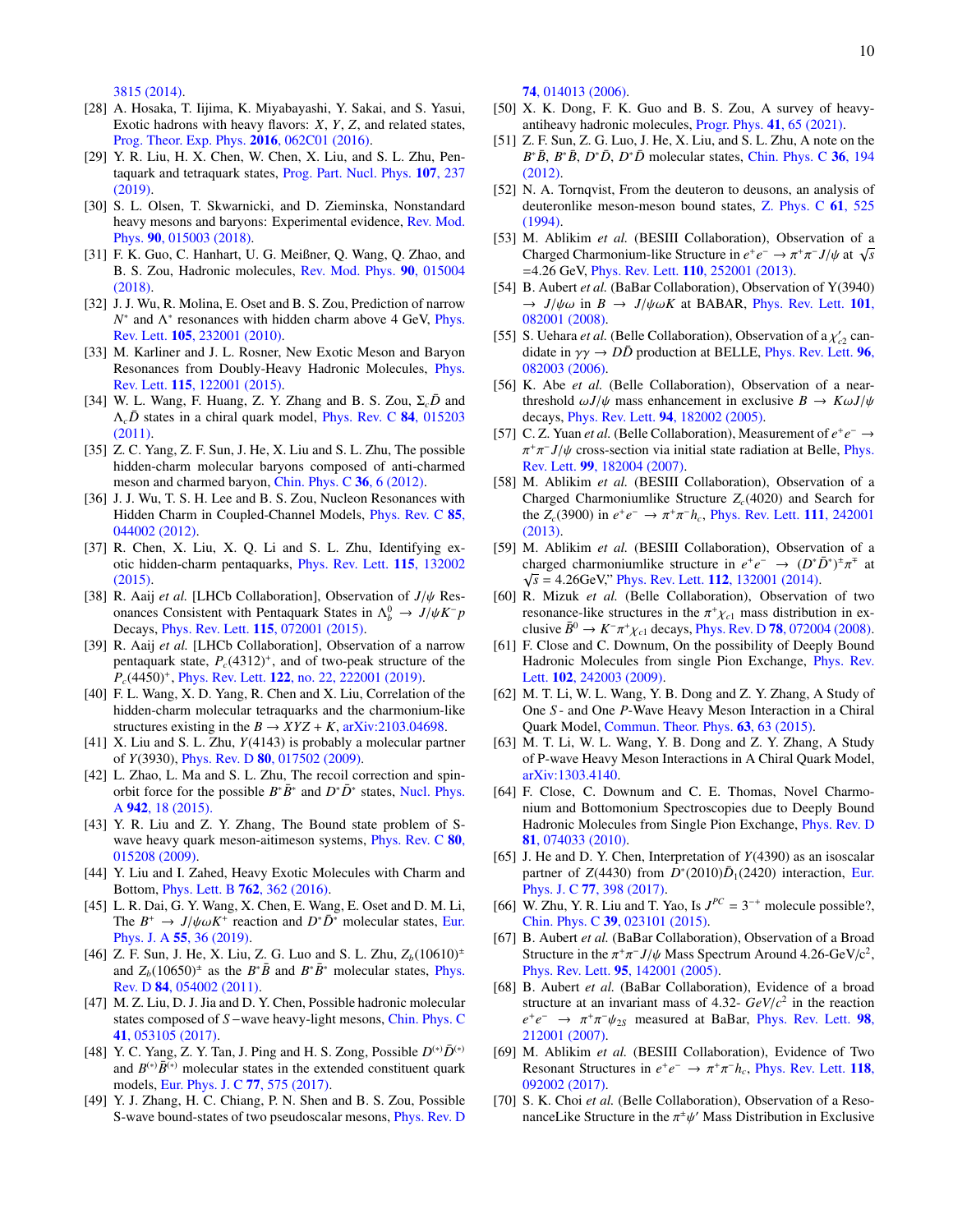3815 (2014).

[28] A. Hosaka, T. Iijima, K. Miyabayashi, Y. Sakai, and S. Yasui, Exotic hadrons with heavy flavors: $X$, $Y$, $Z$, and related states, Prog. Theor. Exp. Phys. **2016**, 062C01 (2016).

[29] Y. R. Liu, H. X. Chen, W. Chen, X. Liu, and S. L. Zhu, Pentaquark and tetraquark states, Prog. Part. Nucl. Phys. **107**, 237 (2019).

[30] S. L. Olsen, T. Skwarnicki, and D. Zieminska, Nonstandard heavy mesons and baryons: Experimental evidence, Rev. Mod. Phys. **90**, 015003 (2018).

[31] F. K. Guo, C. Hanhart, U. G. Meißner, Q. Wang, Q. Zhao, and B. S. Zou, Hadronic molecules, Rev. Mod. Phys. **90**, 015004 (2018).

[32] J. J. Wu, R. Molina, E. Oset and B. S. Zou, Prediction of narrow $N^*$ and $\Lambda^*$ resonances with hidden charm above 4 GeV, Phys. Rev. Lett. **105**, 232001 (2010).

[33] M. Karliner and J. L. Rosner, New Exotic Meson and Baryon Resonances from Doubly-Heavy Hadronic Molecules, Phys. Rev. Lett. **115**, 122001 (2015).

[34] W. L. Wang, F. Huang, Z. Y. Zhang and B. S. Zou, $\Sigma_c\bar{D}$ and $\Lambda_c\bar{D}$ states in a chiral quark model, Phys. Rev. C **84**, 015203 (2011).

[35] Z. C. Yang, Z. F. Sun, J. He, X. Liu and S. L. Zhu, The possible hidden-charm molecular baryons composed of anti-charmed meson and charmed baryon, Chin. Phys. C **36**, 6 (2012).

[36] J. J. Wu, T. S. H. Lee and B. S. Zou, Nucleon Resonances with Hidden Charm in Coupled-Channel Models, Phys. Rev. C **85**, 044002 (2012).

[37] R. Chen, X. Liu, X. Q. Li and S. L. Zhu, Identifying exotic hidden-charm pentaquarks, Phys. Rev. Lett. **115**, 132002 (2015).

[38] R. Aaij *et al.* [LHCb Collaboration], Observation of $J/\psi$ Resonances Consistent with Pentaquark States in $\Lambda_b^0 \to J/\psi K^- p$ Decays, Phys. Rev. Lett. **115**, 072001 (2015).

[39] R. Aaij *et al.* [LHCb Collaboration], Observation of a narrow pentaquark state, $P_c(4312)^+$, and of two-peak structure of the $P_c(4450)^+$, Phys. Rev. Lett. **122**, no. 22, 222001 (2019).

[40] F. L. Wang, X. D. Yang, R. Chen and X. Liu, Correlation of the hidden-charm molecular tetraquarks and the charmonium-like structures existing in the $B \to XYZ + K$, arXiv:2103.04698.

[41] X. Liu and S. L. Zhu, $Y(4143)$ is probably a molecular partner of $Y(3930)$, Phys. Rev. D **80**, 017502 (2009).

[42] L. Zhao, L. Ma and S. L. Zhu, The recoil correction and spin-orbit force for the possible $B^*\bar{B}^*$ and $D^*\bar{D}^*$ states, Nucl. Phys. A **942**, 18 (2015).

[43] Y. R. Liu and Z. Y. Zhang, The Bound state problem of S-wave heavy quark meson-aitimeson systems, Phys. Rev. C **80**, 015208 (2009).

[44] Y. Liu and I. Zahed, Heavy Exotic Molecules with Charm and Bottom, Phys. Lett. B **762**, 362 (2016).

[45] L. R. Dai, G. Y. Wang, X. Chen, E. Wang, E. Oset and D. M. Li, The $B^+ \to J/\psi\omega K^+$ reaction and $D^*\bar{D}^*$ molecular states, Eur. Phys. J. A **55**, 36 (2019).

[46] Z. F. Sun, J. He, X. Liu, Z. G. Luo and S. L. Zhu, $Z_b(10610)^\pm$ and $Z_b(10650)^\pm$ as the $B^*\bar{B}$ and $B^*\bar{B}^*$ molecular states, Phys. Rev. D **84**, 054002 (2011).

[47] M. Z. Liu, D. J. Jia and D. Y. Chen, Possible hadronic molecular states composed of $S$−wave heavy-light mesons, Chin. Phys. C **41**, 053105 (2017).

[48] Y. C. Yang, Z. Y. Tan, J. Ping and H. S. Zong, Possible $D^{(*)}\bar{D}^{(*)}$ and $B^{(*)}\bar{B}^{(*)}$ molecular states in the extended constituent quark models, Eur. Phys. J. C **77**, 575 (2017).

[49] Y. J. Zhang, H. C. Chiang, P. N. Shen and B. S. Zou, Possible S-wave bound-states of two pseudoscalar mesons, Phys. Rev. D **74**, 014013 (2006).

[50] X. K. Dong, F. K. Guo and B. S. Zou, A survey of heavy-antiheavy hadronic molecules, Progr. Phys. **41**, 65 (2021).

[51] Z. F. Sun, Z. G. Luo, J. He, X. Liu, and S. L. Zhu, A note on the $B^*\bar{B}$, $B^*\bar{B}$, $D^*\bar{D}$, $D^*\bar{D}$ molecular states, Chin. Phys. C **36**, 194 (2012).

[52] N. A. Tornqvist, From the deuteron to deusons, an analysis of deuteronlike meson-meson bound states, Z. Phys. C **61**, 525 (1994).

[53] M. Ablikim *et al.* (BESIII Collaboration), Observation of a Charged Charmonium-like Structure in $e^+e^- \to \pi^+\pi^- J/\psi$ at $\sqrt{s}$ =4.26 GeV, Phys. Rev. Lett. **110**, 252001 (2013).

[54] B. Aubert *et al.* (BaBar Collaboration), Observation of Y(3940) $\to J/\psi\omega$ in $B \to J/\psi\omega K$ at BABAR, Phys. Rev. Lett. **101**, 082001 (2008).

[55] S. Uehara *et al.* (Belle Collaboration), Observation of a $\chi'_{c2}$ candidate in $\gamma\gamma \to D\bar{D}$ production at BELLE, Phys. Rev. Lett. **96**, 082003 (2006).

[56] K. Abe *et al.* (Belle Collaboration), Observation of a near-threshold $\omega J/\psi$ mass enhancement in exclusive $B \to K\omega J/\psi$ decays, Phys. Rev. Lett. **94**, 182002 (2005).

[57] C. Z. Yuan *et al.* (Belle Collaboration), Measurement of $e^+e^- \to \pi^+\pi^- J/\psi$ cross-section via initial state radiation at Belle, Phys. Rev. Lett. **99**, 182004 (2007).

[58] M. Ablikim *et al.* (BESIII Collaboration), Observation of a Charged Charmoniumlike Structure $Z_c(4020)$ and Search for the $Z_c(3900)$ in $e^+e^- \to \pi^+\pi^- h_c$, Phys. Rev. Lett. **111**, 242001 (2013).

[59] M. Ablikim *et al.* (BESIII Collaboration), Observation of a charged charmoniumlike structure in $e^+e^- \to (D^*\bar{D}^*)^\pm\pi^\mp$ at $\sqrt{s}$ = 4.26GeV," Phys. Rev. Lett. **112**, 132001 (2014).

[60] R. Mizuk *et al.* (Belle Collaboration), Observation of two resonance-like structures in the $\pi^+\chi_{c1}$ mass distribution in exclusive $\bar{B}^0 \to K^-\pi^+\chi_{c1}$ decays, Phys. Rev. D **78**, 072004 (2008).

[61] F. Close and C. Downum, On the possibility of Deeply Bound Hadronic Molecules from single Pion Exchange, Phys. Rev. Lett. **102**, 242003 (2009).

[62] M. T. Li, W. L. Wang, Y. B. Dong and Z. Y. Zhang, A Study of One $S$- and One $P$-Wave Heavy Meson Interaction in a Chiral Quark Model, Commun. Theor. Phys. **63**, 63 (2015).

[63] M. T. Li, W. L. Wang, Y. B. Dong and Z. Y. Zhang, A Study of P-wave Heavy Meson Interactions in A Chiral Quark Model, arXiv:1303.4140.

[64] F. Close, C. Downum and C. E. Thomas, Novel Charmonium and Bottomonium Spectroscopies due to Deeply Bound Hadronic Molecules from Single Pion Exchange, Phys. Rev. D **81**, 074033 (2010).

[65] J. He and D. Y. Chen, Interpretation of $Y(4390)$ as an isoscalar partner of $Z(4430)$ from $D^*(2010)\bar{D}_1(2420)$ interaction, Eur. Phys. J. C **77**, 398 (2017).

[66] W. Zhu, Y. R. Liu and T. Yao, Is $J^{PC} = 3^{-+}$ molecule possible?, Chin. Phys. C **39**, 023101 (2015).

[67] B. Aubert *et al.* (BaBar Collaboration), Observation of a Broad Structure in the $\pi^+\pi^- J/\psi$ Mass Spectrum Around 4.26-GeV/c$^2$, Phys. Rev. Lett. **95**, 142001 (2005).

[68] B. Aubert *et al.* (BaBar Collaboration), Evidence of a broad structure at an invariant mass of 4.32- $GeV/c^2$ in the reaction $e^+e^- \to \pi^+\pi^-\psi_{2S}$ measured at BaBar, Phys. Rev. Lett. **98**, 212001 (2007).

[69] M. Ablikim *et al.* (BESIII Collaboration), Evidence of Two Resonant Structures in $e^+e^- \to \pi^+\pi^- h_c$, Phys. Rev. Lett. **118**, 092002 (2017).

[70] S. K. Choi *et al.* (Belle Collaboration), Observation of a ResonanceLike Structure in the $\pi^\pm\psi'$ Mass Distribution in Exclusive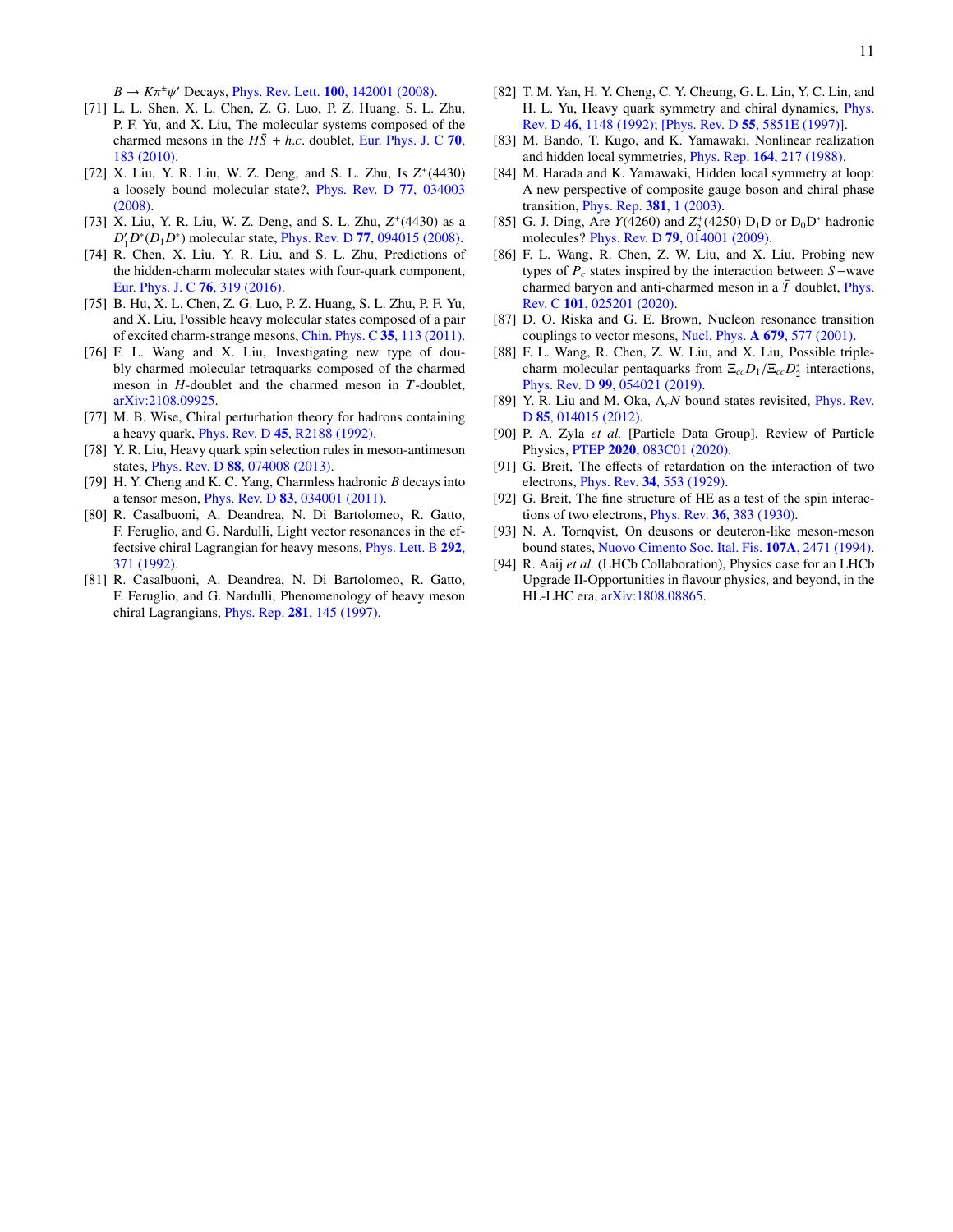$B \to K\pi^{\pm}\psi'$ Decays, Phys. Rev. Lett. **100**, 142001 (2008).

[71] L. L. Shen, X. L. Chen, Z. G. Luo, P. Z. Huang, S. L. Zhu, P. F. Yu, and X. Liu, The molecular systems composed of the charmed mesons in the $H\bar{S} + h.c.$ doublet, Eur. Phys. J. C **70**, 183 (2010).

[72] X. Liu, Y. R. Liu, W. Z. Deng, and S. L. Zhu, Is $Z^{+}(4430)$ a loosely bound molecular state?, Phys. Rev. D **77**, 034003 (2008).

[73] X. Liu, Y. R. Liu, W. Z. Deng, and S. L. Zhu, $Z^{+}(4430)$ as a $D_1' D^{*}(D_1 D^{*})$ molecular state, Phys. Rev. D **77**, 094015 (2008).

[74] R. Chen, X. Liu, Y. R. Liu, and S. L. Zhu, Predictions of the hidden-charm molecular states with four-quark component, Eur. Phys. J. C **76**, 319 (2016).

[75] B. Hu, X. L. Chen, Z. G. Luo, P. Z. Huang, S. L. Zhu, P. F. Yu, and X. Liu, Possible heavy molecular states composed of a pair of excited charm-strange mesons, Chin. Phys. C **35**, 113 (2011).

[76] F. L. Wang and X. Liu, Investigating new type of doubly charmed molecular tetraquarks composed of the charmed meson in $H$-doublet and the charmed meson in $T$-doublet, arXiv:2108.09925.

[77] M. B. Wise, Chiral perturbation theory for hadrons containing a heavy quark, Phys. Rev. D **45**, R2188 (1992).

[78] Y. R. Liu, Heavy quark spin selection rules in meson-antimeson states, Phys. Rev. D **88**, 074008 (2013).

[79] H. Y. Cheng and K. C. Yang, Charmless hadronic $B$ decays into a tensor meson, Phys. Rev. D **83**, 034001 (2011).

[80] R. Casalbuoni, A. Deandrea, N. Di Bartolomeo, R. Gatto, F. Feruglio, and G. Nardulli, Light vector resonances in the effectsive chiral Lagrangian for heavy mesons, Phys. Lett. B **292**, 371 (1992).

[81] R. Casalbuoni, A. Deandrea, N. Di Bartolomeo, R. Gatto, F. Feruglio, and G. Nardulli, Phenomenology of heavy meson chiral Lagrangians, Phys. Rep. **281**, 145 (1997).

[82] T. M. Yan, H. Y. Cheng, C. Y. Cheung, G. L. Lin, Y. C. Lin, and H. L. Yu, Heavy quark symmetry and chiral dynamics, Phys. Rev. D **46**, 1148 (1992); [Phys. Rev. D **55**, 5851E (1997)].

[83] M. Bando, T. Kugo, and K. Yamawaki, Nonlinear realization and hidden local symmetries, Phys. Rep. **164**, 217 (1988).

[84] M. Harada and K. Yamawaki, Hidden local symmetry at loop: A new perspective of composite gauge boson and chiral phase transition, Phys. Rep. **381**, 1 (2003).

[85] G. J. Ding, Are $Y(4260)$ and $Z_2^{+}(4250)$ $\mathrm{D_1D}$ or $\mathrm{D_0D^{*}}$ hadronic molecules? Phys. Rev. D **79**, 014001 (2009).

[86] F. L. Wang, R. Chen, Z. W. Liu, and X. Liu, Probing new types of $P_c$ states inspired by the interaction between $S-$wave charmed baryon and anti-charmed meson in a $\bar{T}$ doublet, Phys. Rev. C **101**, 025201 (2020).

[87] D. O. Riska and G. E. Brown, Nucleon resonance transition couplings to vector mesons, Nucl. Phys. **A 679**, 577 (2001).

[88] F. L. Wang, R. Chen, Z. W. Liu, and X. Liu, Possible triple-charm molecular pentaquarks from $\Xi_{cc}D_1/\Xi_{cc}D_2^{*}$ interactions, Phys. Rev. D **99**, 054021 (2019).

[89] Y. R. Liu and M. Oka, $\Lambda_c N$ bound states revisited, Phys. Rev. D **85**, 014015 (2012).

[90] P. A. Zyla *et al.* [Particle Data Group], Review of Particle Physics, PTEP **2020**, 083C01 (2020).

[91] G. Breit, The effects of retardation on the interaction of two electrons, Phys. Rev. **34**, 553 (1929).

[92] G. Breit, The fine structure of HE as a test of the spin interactions of two electrons, Phys. Rev. **36**, 383 (1930).

[93] N. A. Tornqvist, On deusons or deuteron-like meson-meson bound states, Nuovo Cimento Soc. Ital. Fis. **107A**, 2471 (1994).

[94] R. Aaij *et al.* (LHCb Collaboration), Physics case for an LHCb Upgrade II-Opportunities in flavour physics, and beyond, in the HL-LHC era, arXiv:1808.08865.